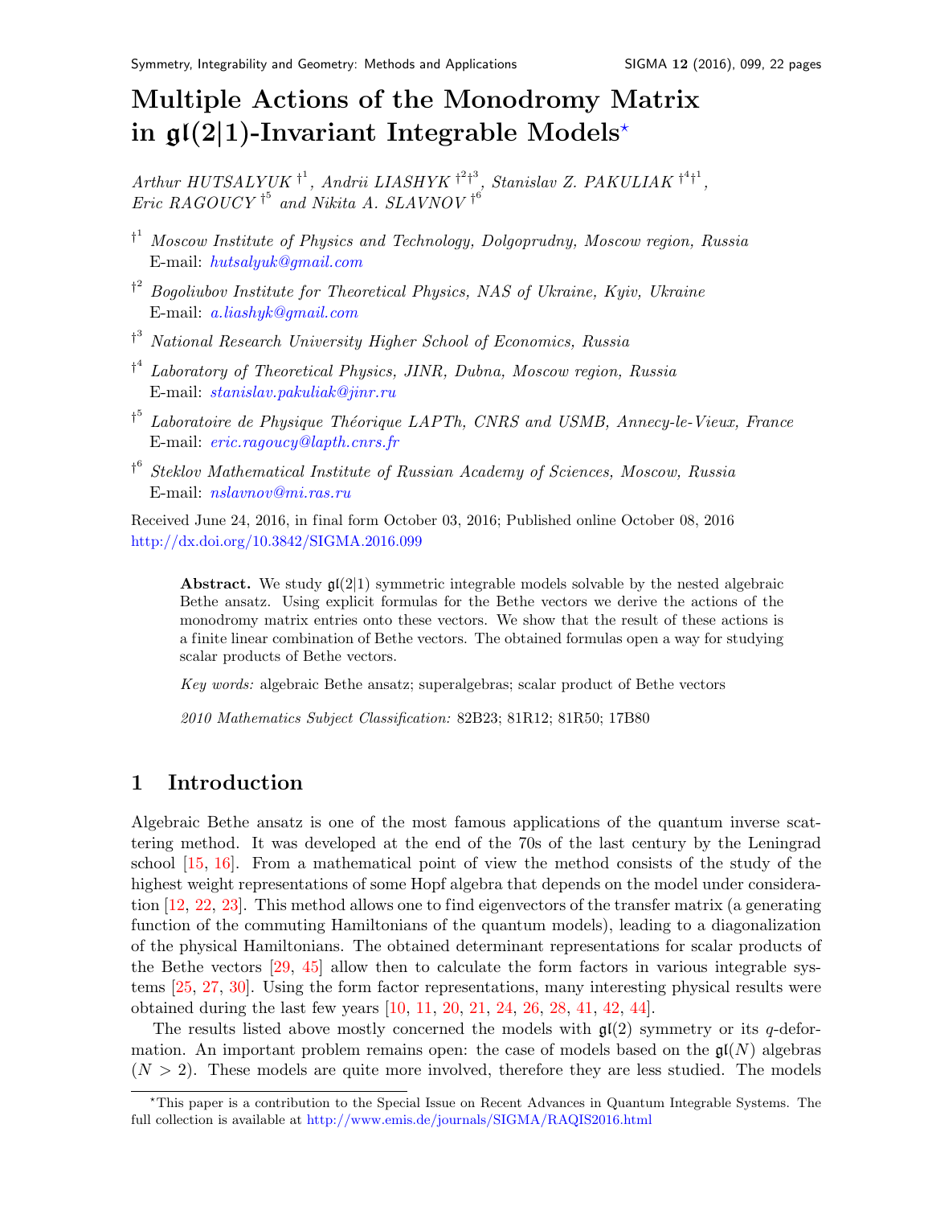# Multiple Actions of the Monodromy Matrix in $\mathfrak{gl}(2|1)$-Invariant Integrable Models*

*Arthur HUTSALYUK* [†1], *Andrii LIASHYK* [†2†3], *Stanislav Z. PAKULIAK* [†4†1], *Eric RAGOUCY* [†5] and *Nikita A. SLAVNOV* [†6]

[†1] *Moscow Institute of Physics and Technology, Dolgoprudny, Moscow region, Russia*
E-mail: hutsalyuk@gmail.com

[†2] *Bogoliubov Institute for Theoretical Physics, NAS of Ukraine, Kyiv, Ukraine*
E-mail: a.liashyk@gmail.com

[†3] *National Research University Higher School of Economics, Russia*

[†4] *Laboratory of Theoretical Physics, JINR, Dubna, Moscow region, Russia*
E-mail: stanislav.pakuliak@jinr.ru

[†5] *Laboratoire de Physique Théorique LAPTh, CNRS and USMB, Annecy-le-Vieux, France*
E-mail: eric.ragoucy@lapth.cnrs.fr

[†6] *Steklov Mathematical Institute of Russian Academy of Sciences, Moscow, Russia*
E-mail: nslavnov@mi.ras.ru

Received June 24, 2016, in final form October 03, 2016; Published online October 08, 2016
http://dx.doi.org/10.3842/SIGMA.2016.099

> **Abstract.** We study $\mathfrak{gl}(2|1)$ symmetric integrable models solvable by the nested algebraic Bethe ansatz. Using explicit formulas for the Bethe vectors we derive the actions of the monodromy matrix entries onto these vectors. We show that the result of these actions is a finite linear combination of Bethe vectors. The obtained formulas open a way for studying scalar products of Bethe vectors.
>
> *Key words:* algebraic Bethe ansatz; superalgebras; scalar product of Bethe vectors
>
> *2010 Mathematics Subject Classification:* 82B23; 81R12; 81R50; 17B80

## 1 Introduction

Algebraic Bethe ansatz is one of the most famous applications of the quantum inverse scattering method. It was developed at the end of the 70s of the last century by the Leningrad school [15, 16]. From a mathematical point of view the method consists of the study of the highest weight representations of some Hopf algebra that depends on the model under consideration [12, 22, 23]. This method allows one to find eigenvectors of the transfer matrix (a generating function of the commuting Hamiltonians of the quantum models), leading to a diagonalization of the physical Hamiltonians. The obtained determinant representations for scalar products of the Bethe vectors [29, 45] allow then to calculate the form factors in various integrable systems [25, 27, 30]. Using the form factor representations, many interesting physical results were obtained during the last few years [10, 11, 20, 21, 24, 26, 28, 41, 42, 44].

The results listed above mostly concerned the models with $\mathfrak{gl}(2)$ symmetry or its $q$-deformation. An important problem remains open: the case of models based on the $\mathfrak{gl}(N)$ algebras ($N > 2$). These models are quite more involved, therefore they are less studied. The models

---

*This paper is a contribution to the Special Issue on Recent Advances in Quantum Integrable Systems. The full collection is available at http://www.emis.de/journals/SIGMA/RAQIS2016.html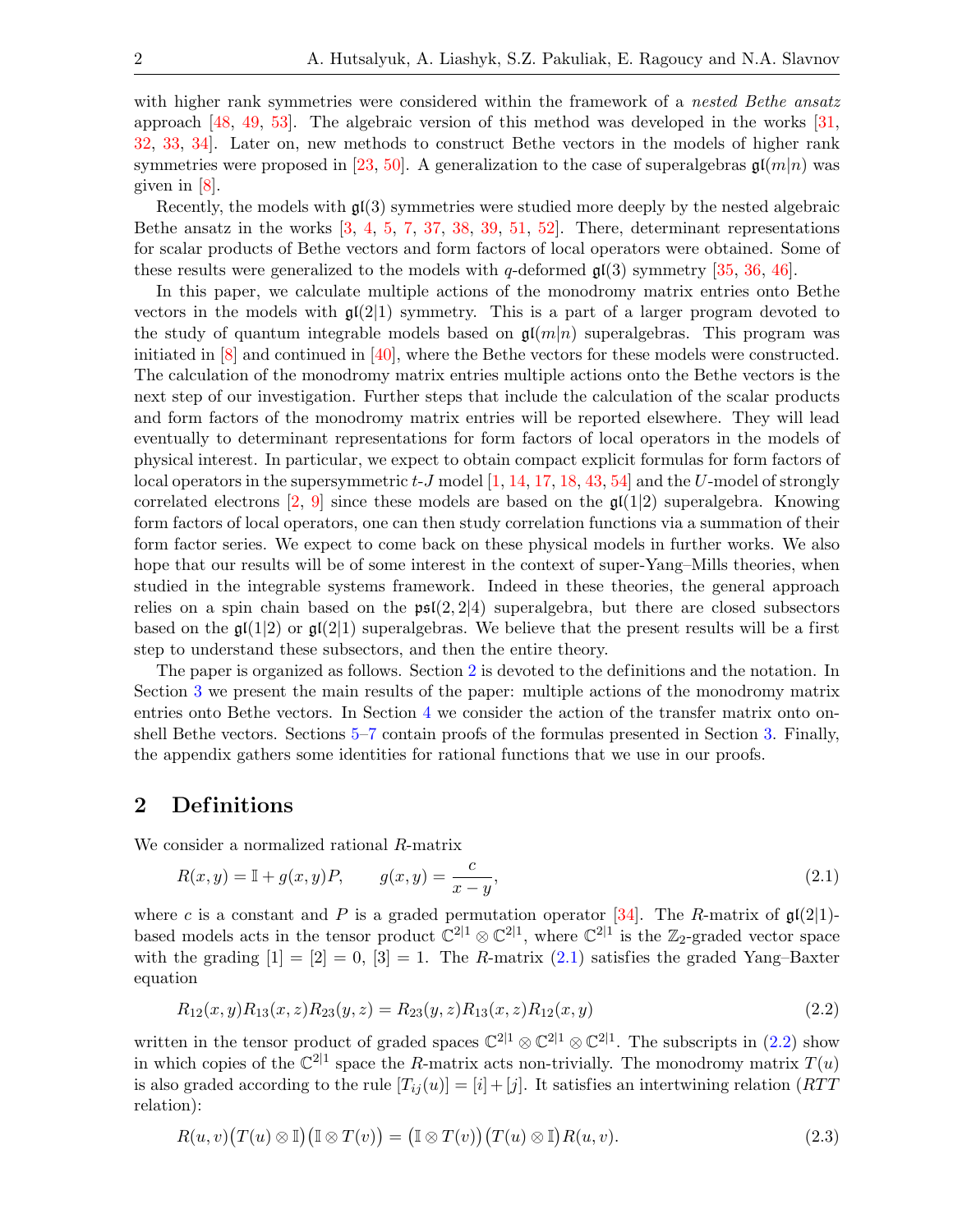with higher rank symmetries were considered within the framework of a *nested Bethe ansatz* approach [48, 49, 53]. The algebraic version of this method was developed in the works [31, 32, 33, 34]. Later on, new methods to construct Bethe vectors in the models of higher rank symmetries were proposed in [23, 50]. A generalization to the case of superalgebras $\mathfrak{gl}(m|n)$ was given in [8].

Recently, the models with $\mathfrak{gl}(3)$ symmetries were studied more deeply by the nested algebraic Bethe ansatz in the works [3, 4, 5, 7, 37, 38, 39, 51, 52]. There, determinant representations for scalar products of Bethe vectors and form factors of local operators were obtained. Some of these results were generalized to the models with $q$-deformed $\mathfrak{gl}(3)$ symmetry [35, 36, 46].

In this paper, we calculate multiple actions of the monodromy matrix entries onto Bethe vectors in the models with $\mathfrak{gl}(2|1)$ symmetry. This is a part of a larger program devoted to the study of quantum integrable models based on $\mathfrak{gl}(m|n)$ superalgebras. This program was initiated in [8] and continued in [40], where the Bethe vectors for these models were constructed. The calculation of the monodromy matrix entries multiple actions onto the Bethe vectors is the next step of our investigation. Further steps that include the calculation of the scalar products and form factors of the monodromy matrix entries will be reported elsewhere. They will lead eventually to determinant representations for form factors of local operators in the models of physical interest. In particular, we expect to obtain compact explicit formulas for form factors of local operators in the supersymmetric $t$-$J$ model [1, 14, 17, 18, 43, 54] and the $U$-model of strongly correlated electrons [2, 9] since these models are based on the $\mathfrak{gl}(1|2)$ superalgebra. Knowing form factors of local operators, one can then study correlation functions via a summation of their form factor series. We expect to come back on these physical models in further works. We also hope that our results will be of some interest in the context of super-Yang–Mills theories, when studied in the integrable systems framework. Indeed in these theories, the general approach relies on a spin chain based on the $\mathfrak{psl}(2,2|4)$ superalgebra, but there are closed subsectors based on the $\mathfrak{gl}(1|2)$ or $\mathfrak{gl}(2|1)$ superalgebras. We believe that the present results will be a first step to understand these subsectors, and then the entire theory.

The paper is organized as follows. Section 2 is devoted to the definitions and the notation. In Section 3 we present the main results of the paper: multiple actions of the monodromy matrix entries onto Bethe vectors. In Section 4 we consider the action of the transfer matrix onto on-shell Bethe vectors. Sections 5–7 contain proofs of the formulas presented in Section 3. Finally, the appendix gathers some identities for rational functions that we use in our proofs.

## 2 Definitions

We consider a normalized rational $R$-matrix

$$R(x,y) = \mathbb{I} + g(x,y)P, \qquad g(x,y) = \frac{c}{x-y}, \tag{2.1}$$

where $c$ is a constant and $P$ is a graded permutation operator [34]. The $R$-matrix of $\mathfrak{gl}(2|1)$-based models acts in the tensor product $\mathbb{C}^{2|1} \otimes \mathbb{C}^{2|1}$, where $\mathbb{C}^{2|1}$ is the $\mathbb{Z}_2$-graded vector space with the grading $[1] = [2] = 0$, $[3] = 1$. The $R$-matrix (2.1) satisfies the graded Yang–Baxter equation

$$R_{12}(x,y)R_{13}(x,z)R_{23}(y,z) = R_{23}(y,z)R_{13}(x,z)R_{12}(x,y) \tag{2.2}$$

written in the tensor product of graded spaces $\mathbb{C}^{2|1} \otimes \mathbb{C}^{2|1} \otimes \mathbb{C}^{2|1}$. The subscripts in (2.2) show in which copies of the $\mathbb{C}^{2|1}$ space the $R$-matrix acts non-trivially. The monodromy matrix $T(u)$ is also graded according to the rule $[T_{ij}(u)] = [i] + [j]$. It satisfies an intertwining relation ($RTT$ relation):

$$R(u,v)\big(T(u)\otimes\mathbb{I}\big)\big(\mathbb{I}\otimes T(v)\big) = \big(\mathbb{I}\otimes T(v)\big)\big(T(u)\otimes\mathbb{I}\big)R(u,v). \tag{2.3}$$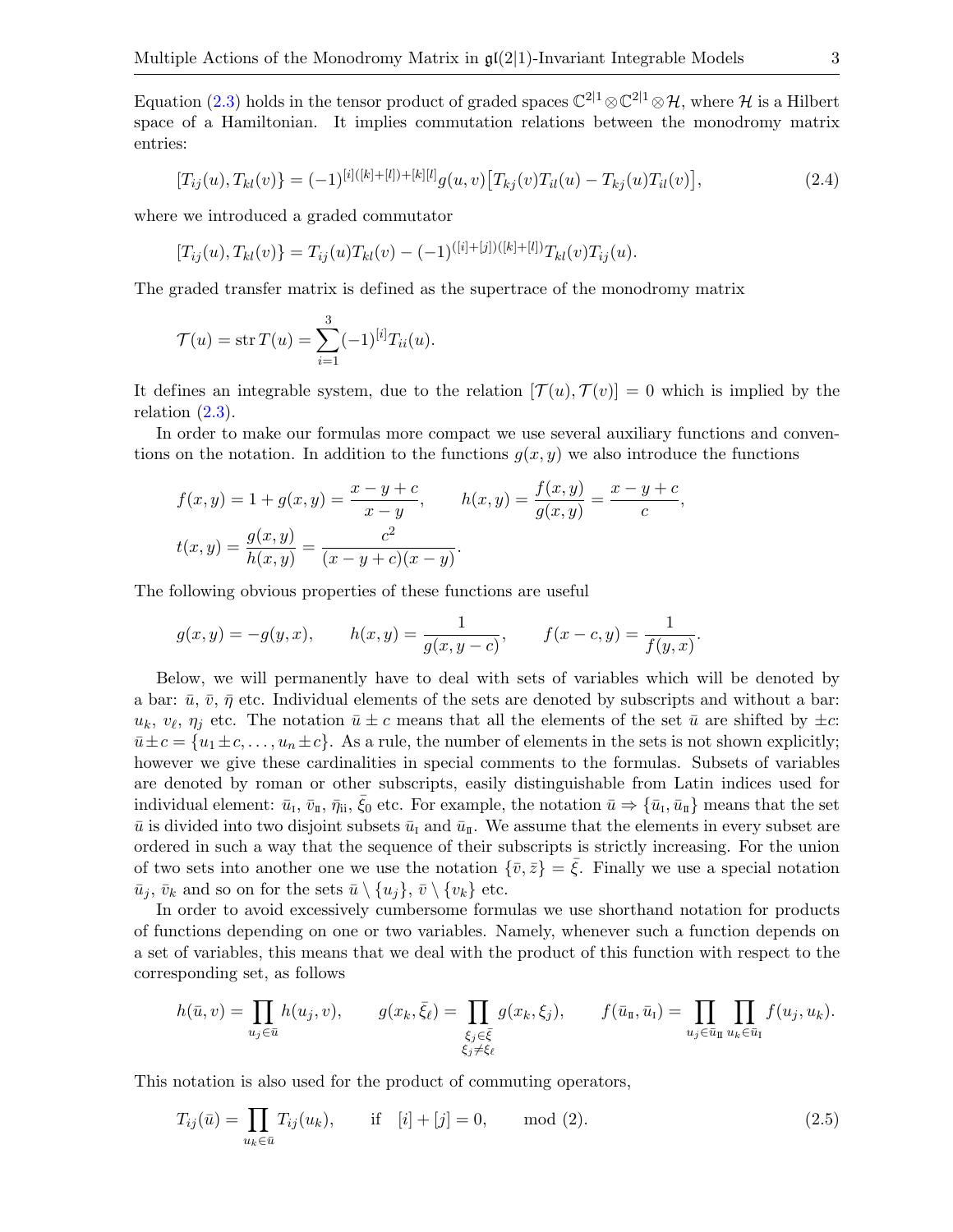Equation (2.3) holds in the tensor product of graded spaces $\mathbb{C}^{2|1}\otimes\mathbb{C}^{2|1}\otimes\mathcal{H}$, where $\mathcal{H}$ is a Hilbert space of a Hamiltonian. It implies commutation relations between the monodromy matrix entries:

$$[T_{ij}(u),T_{kl}(v)\} = (-1)^{[i]([k]+[l])+[k][l]}g(u,v)\big[T_{kj}(v)T_{il}(u) - T_{kj}(u)T_{il}(v)\big], \tag{2.4}$$

where we introduced a graded commutator

$$[T_{ij}(u),T_{kl}(v)\} = T_{ij}(u)T_{kl}(v) - (-1)^{([i]+[j])([k]+[l])}T_{kl}(v)T_{ij}(u).$$

The graded transfer matrix is defined as the supertrace of the monodromy matrix

$$\mathcal{T}(u) = \operatorname{str} T(u) = \sum_{i=1}^{3}(-1)^{[i]}T_{ii}(u).$$

It defines an integrable system, due to the relation $[\mathcal{T}(u),\mathcal{T}(v)] = 0$ which is implied by the relation (2.3).

In order to make our formulas more compact we use several auxiliary functions and conventions on the notation. In addition to the functions $g(x,y)$ we also introduce the functions

$$f(x,y) = 1 + g(x,y) = \frac{x-y+c}{x-y}, \qquad h(x,y) = \frac{f(x,y)}{g(x,y)} = \frac{x-y+c}{c},$$
$$t(x,y) = \frac{g(x,y)}{h(x,y)} = \frac{c^2}{(x-y+c)(x-y)}.$$

The following obvious properties of these functions are useful

$$g(x,y) = -g(y,x), \qquad h(x,y) = \frac{1}{g(x,y-c)}, \qquad f(x-c,y) = \frac{1}{f(y,x)}.$$

Below, we will permanently have to deal with sets of variables which will be denoted by a bar: $\bar u$, $\bar v$, $\bar\eta$ etc. Individual elements of the sets are denoted by subscripts and without a bar: $u_k$, $v_\ell$, $\eta_j$ etc. The notation $\bar u \pm c$ means that all the elements of the set $\bar u$ are shifted by $\pm c$: $\bar u \pm c = \{u_1 \pm c,\dots,u_n\pm c\}$. As a rule, the number of elements in the sets is not shown explicitly; however we give these cardinalities in special comments to the formulas. Subsets of variables are denoted by roman or other subscripts, easily distinguishable from Latin indices used for individual element: $\bar u_{\rm I}$, $\bar v_{\rm II}$, $\bar\eta_{\rm ii}$, $\bar\xi_0$ etc. For example, the notation $\bar u \Rightarrow \{\bar u_{\rm I},\bar u_{\rm II}\}$ means that the set $\bar u$ is divided into two disjoint subsets $\bar u_{\rm I}$ and $\bar u_{\rm II}$. We assume that the elements in every subset are ordered in such a way that the sequence of their subscripts is strictly increasing. For the union of two sets into another one we use the notation $\{\bar v,\bar z\} = \bar\xi$. Finally we use a special notation $\bar u_j$, $\bar v_k$ and so on for the sets $\bar u\setminus\{u_j\}$, $\bar v\setminus\{v_k\}$ etc.

In order to avoid excessively cumbersome formulas we use shorthand notation for products of functions depending on one or two variables. Namely, whenever such a function depends on a set of variables, this means that we deal with the product of this function with respect to the corresponding set, as follows

$$h(\bar u,v) = \prod_{u_j\in\bar u} h(u_j,v), \qquad g(x_k,\bar\xi_\ell) = \prod_{\substack{\xi_j\in\bar\xi\\ \xi_j\ne\xi_\ell}} g(x_k,\xi_j), \qquad f(\bar u_{\rm II},\bar u_{\rm I}) = \prod_{u_j\in\bar u_{\rm II}}\prod_{u_k\in\bar u_{\rm I}} f(u_j,u_k).$$

This notation is also used for the product of commuting operators,

$$T_{ij}(\bar u) = \prod_{u_k\in\bar u} T_{ij}(u_k), \qquad \text{if} \quad [i]+[j]=0, \qquad \mod (2). \tag{2.5}$$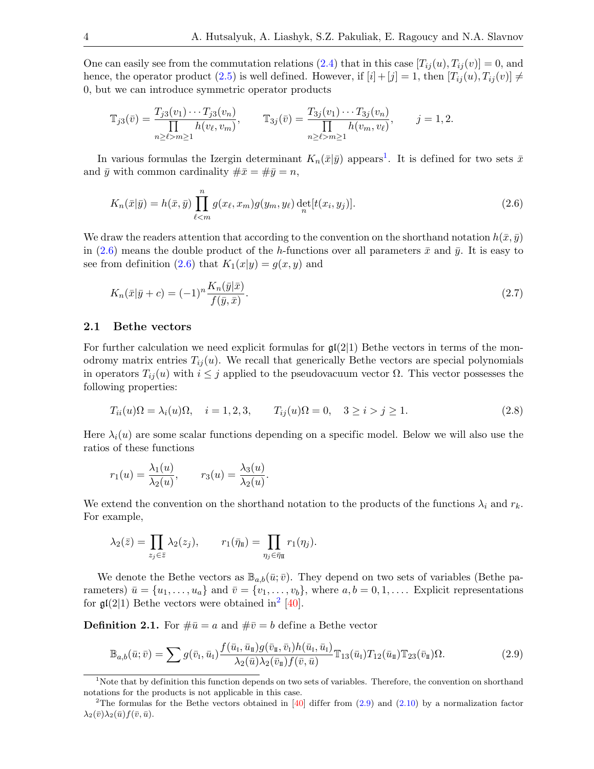One can easily see from the commutation relations (2.4) that in this case $[T_{ij}(u), T_{ij}(v)] = 0$, and hence, the operator product (2.5) is well defined. However, if $[i]+[j] = 1$, then $[T_{ij}(u), T_{ij}(v)] \neq 0$, but we can introduce symmetric operator products

$$\mathbb{T}_{j3}(\bar v) = \frac{T_{j3}(v_1)\cdots T_{j3}(v_n)}{\prod\limits_{n\ge \ell > m\ge 1} h(v_\ell, v_m)}, \qquad \mathbb{T}_{3j}(\bar v) = \frac{T_{3j}(v_1)\cdots T_{3j}(v_n)}{\prod\limits_{n\ge \ell > m\ge 1} h(v_m, v_\ell)}, \qquad j = 1, 2.$$

In various formulas the Izergin determinant $K_n(\bar x|\bar y)$ appears[1]. It is defined for two sets $\bar x$ and $\bar y$ with common cardinality $\#\bar x = \#\bar y = n$,

$$K_n(\bar x|\bar y) = h(\bar x, \bar y) \prod_{\ell<m}^{n} g(x_\ell, x_m) g(y_m, y_\ell) \det_n [t(x_i, y_j)]. \tag{2.6}$$

We draw the readers attention that according to the convention on the shorthand notation $h(\bar x, \bar y)$ in (2.6) means the double product of the $h$-functions over all parameters $\bar x$ and $\bar y$. It is easy to see from definition (2.6) that $K_1(x|y) = g(x, y)$ and

$$K_n(\bar x|\bar y + c) = (-1)^n \frac{K_n(\bar y|\bar x)}{f(\bar y, \bar x)}. \tag{2.7}$$

### 2.1 Bethe vectors

For further calculation we need explicit formulas for $\mathfrak{gl}(2|1)$ Bethe vectors in terms of the monodromy matrix entries $T_{ij}(u)$. We recall that generically Bethe vectors are special polynomials in operators $T_{ij}(u)$ with $i \le j$ applied to the pseudovacuum vector $\Omega$. This vector possesses the following properties:

$$T_{ii}(u)\Omega = \lambda_i(u)\Omega, \quad i = 1, 2, 3, \qquad T_{ij}(u)\Omega = 0, \quad 3 \ge i > j \ge 1. \tag{2.8}$$

Here $\lambda_i(u)$ are some scalar functions depending on a specific model. Below we will also use the ratios of these functions

$$r_1(u) = \frac{\lambda_1(u)}{\lambda_2(u)}, \qquad r_3(u) = \frac{\lambda_3(u)}{\lambda_2(u)}.$$

We extend the convention on the shorthand notation to the products of the functions $\lambda_i$ and $r_k$. For example,

$$\lambda_2(\bar z) = \prod_{z_j \in \bar z} \lambda_2(z_j), \qquad r_1(\bar\eta_{\rm II}) = \prod_{\eta_j \in \bar\eta_{\rm II}} r_1(\eta_j).$$

We denote the Bethe vectors as $\mathbb{B}_{a,b}(\bar u; \bar v)$. They depend on two sets of variables (Bethe parameters) $\bar u = \{u_1, \dots, u_a\}$ and $\bar v = \{v_1, \dots, v_b\}$, where $a, b = 0, 1, \dots$. Explicit representations for $\mathfrak{gl}(2|1)$ Bethe vectors were obtained in[2] [40].

**Definition 2.1.** For $\#\bar u = a$ and $\#\bar v = b$ define a Bethe vector

$$\mathbb{B}_{a,b}(\bar u; \bar v) = \sum g(\bar v_{\rm I}, \bar u_{\rm I}) \frac{f(\bar u_{\rm I}, \bar u_{\rm II}) g(\bar v_{\rm II}, \bar v_{\rm I}) h(\bar u_{\rm I}, \bar u_{\rm I})}{\lambda_2(\bar u)\lambda_2(\bar v_{\rm II}) f(\bar v, \bar u)} \mathbb{T}_{13}(\bar u_{\rm I}) T_{12}(\bar u_{\rm II}) \mathbb{T}_{23}(\bar v_{\rm II})\Omega. \tag{2.9}$$

---

[1] Note that by definition this function depends on two sets of variables. Therefore, the convention on shorthand notations for the products is not applicable in this case.

[2] The formulas for the Bethe vectors obtained in [40] differ from (2.9) and (2.10) by a normalization factor $\lambda_2(\bar v)\lambda_2(\bar u) f(\bar v, \bar u)$.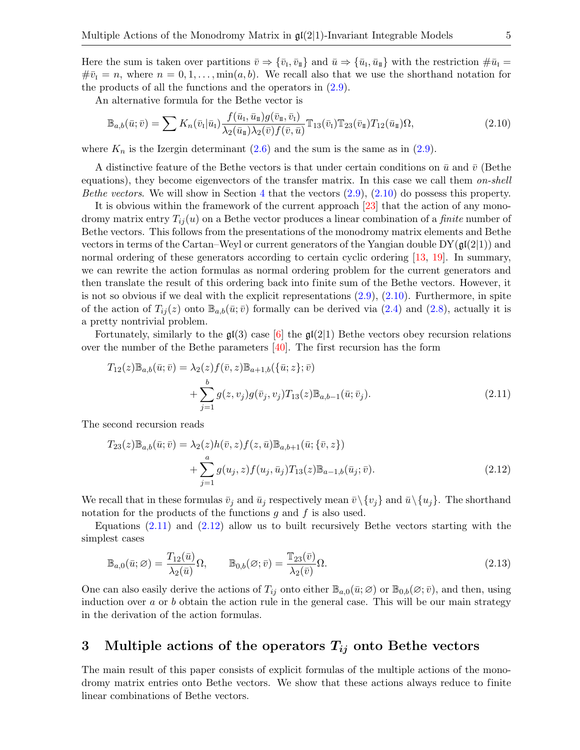Here the sum is taken over partitions $\bar{v} \Rightarrow \{\bar{v}_{\rm I}, \bar{v}_{\rm II}\}$ and $\bar{u} \Rightarrow \{\bar{u}_{\rm I}, \bar{u}_{\rm II}\}$ with the restriction $\#\bar{u}_{\rm I} = \#\bar{v}_{\rm I} = n$, where $n = 0, 1, \dots, \min(a, b)$. We recall also that we use the shorthand notation for the products of all the functions and the operators in (2.9).

An alternative formula for the Bethe vector is

$$\mathbb{B}_{a,b}(\bar{u}; \bar{v}) = \sum K_n(\bar{v}_{\rm I}|\bar{u}_{\rm I}) \frac{f(\bar{u}_{\rm I}, \bar{u}_{\rm II}) g(\bar{v}_{\rm II}, \bar{v}_{\rm I})}{\lambda_2(\bar{u}_{\rm II}) \lambda_2(\bar{v}) f(\bar{v}, \bar{u})} \mathbb{T}_{13}(\bar{v}_{\rm I}) \mathbb{T}_{23}(\bar{v}_{\rm II}) T_{12}(\bar{u}_{\rm II}) \Omega, \tag{2.10}$$

where $K_n$ is the Izergin determinant (2.6) and the sum is the same as in (2.9).

A distinctive feature of the Bethe vectors is that under certain conditions on $\bar{u}$ and $\bar{v}$ (Bethe equations), they become eigenvectors of the transfer matrix. In this case we call them *on-shell Bethe vectors*. We will show in Section 4 that the vectors (2.9), (2.10) do possess this property.

It is obvious within the framework of the current approach [23] that the action of any monodromy matrix entry $T_{ij}(u)$ on a Bethe vector produces a linear combination of a *finite* number of Bethe vectors. This follows from the presentations of the monodromy matrix elements and Bethe vectors in terms of the Cartan–Weyl or current generators of the Yangian double $\mathrm{DY}(\mathfrak{gl}(2|1))$ and normal ordering of these generators according to certain cyclic ordering [13, 19]. In summary, we can rewrite the action formulas as normal ordering problem for the current generators and then translate the result of this ordering back into finite sum of the Bethe vectors. However, it is not so obvious if we deal with the explicit representations (2.9), (2.10). Furthermore, in spite of the action of $T_{ij}(z)$ onto $\mathbb{B}_{a,b}(\bar{u}; \bar{v})$ formally can be derived via (2.4) and (2.8), actually it is a pretty nontrivial problem.

Fortunately, similarly to the $\mathfrak{gl}(3)$ case [6] the $\mathfrak{gl}(2|1)$ Bethe vectors obey recursion relations over the number of the Bethe parameters [40]. The first recursion has the form

$$\begin{aligned} T_{12}(z) \mathbb{B}_{a,b}(\bar{u}; \bar{v}) &= \lambda_2(z) f(\bar{v}, z) \mathbb{B}_{a+1,b}(\{\bar{u}; z\}; \bar{v}) \\ &\quad + \sum_{j=1}^{b} g(z, v_j) g(\bar{v}_j, v_j) T_{13}(z) \mathbb{B}_{a,b-1}(\bar{u}; \bar{v}_j). \end{aligned} \tag{2.11}$$

The second recursion reads

$$\begin{aligned} T_{23}(z) \mathbb{B}_{a,b}(\bar{u}; \bar{v}) &= \lambda_2(z) h(\bar{v}, z) f(z, \bar{u}) \mathbb{B}_{a,b+1}(\bar{u}; \{\bar{v}, z\}) \\ &\quad + \sum_{j=1}^{a} g(u_j, z) f(u_j, \bar{u}_j) T_{13}(z) \mathbb{B}_{a-1,b}(\bar{u}_j; \bar{v}). \end{aligned} \tag{2.12}$$

We recall that in these formulas $\bar{v}_j$ and $\bar{u}_j$ respectively mean $\bar{v} \setminus \{v_j\}$ and $\bar{u} \setminus \{u_j\}$. The shorthand notation for the products of the functions $g$ and $f$ is also used.

Equations (2.11) and (2.12) allow us to built recursively Bethe vectors starting with the simplest cases

$$\mathbb{B}_{a,0}(\bar{u}; \varnothing) = \frac{T_{12}(\bar{u})}{\lambda_2(\bar{u})} \Omega, \qquad \mathbb{B}_{0,b}(\varnothing; \bar{v}) = \frac{\mathbb{T}_{23}(\bar{v})}{\lambda_2(\bar{v})} \Omega. \tag{2.13}$$

One can also easily derive the actions of $T_{ij}$ onto either $\mathbb{B}_{a,0}(\bar{u}; \varnothing)$ or $\mathbb{B}_{0,b}(\varnothing; \bar{v})$, and then, using induction over $a$ or $b$ obtain the action rule in the general case. This will be our main strategy in the derivation of the action formulas.

## 3 Multiple actions of the operators $T_{ij}$ onto Bethe vectors

The main result of this paper consists of explicit formulas of the multiple actions of the monodromy matrix entries onto Bethe vectors. We show that these actions always reduce to finite linear combinations of Bethe vectors.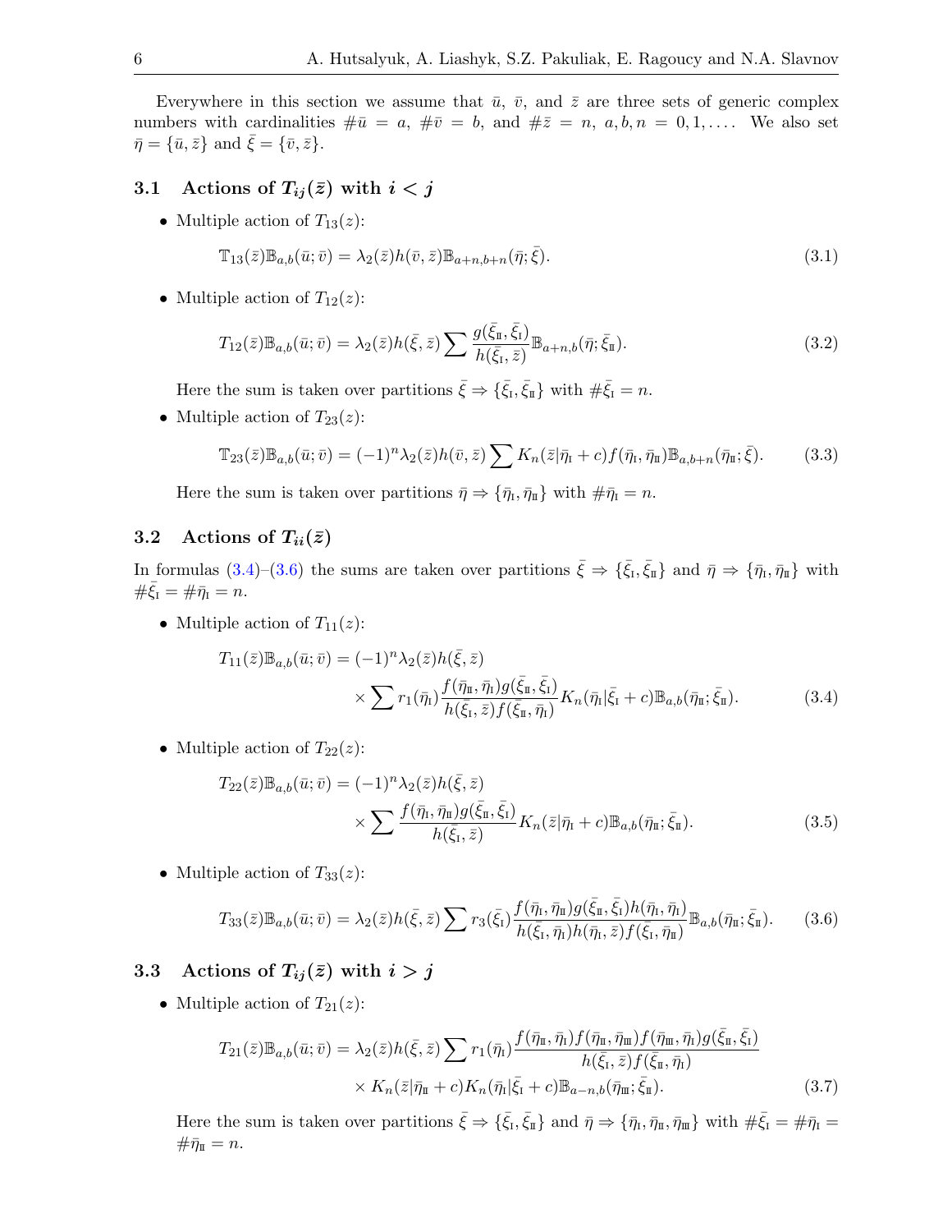Everywhere in this section we assume that $\bar{u}$, $\bar{v}$, and $\bar{z}$ are three sets of generic complex numbers with cardinalities $\#\bar{u} = a$, $\#\bar{v} = b$, and $\#\bar{z} = n$, $a, b, n = 0, 1, \ldots$. We also set $\bar{\eta} = \{\bar{u}, \bar{z}\}$ and $\bar{\xi} = \{\bar{v}, \bar{z}\}$.

### 3.1 Actions of $T_{ij}(\bar{z})$ with $i < j$

- Multiple action of $T_{13}(z)$:

$$\mathbb{T}_{13}(\bar{z})\mathbb{B}_{a,b}(\bar{u}; \bar{v}) = \lambda_2(\bar{z})h(\bar{v}, \bar{z})\mathbb{B}_{a+n,b+n}(\bar{\eta}; \bar{\xi}). \tag{3.1}$$

- Multiple action of $T_{12}(z)$:

$$T_{12}(\bar{z})\mathbb{B}_{a,b}(\bar{u}; \bar{v}) = \lambda_2(\bar{z})h(\bar{\xi}, \bar{z}) \sum \frac{g(\bar{\xi}_{\rm II}, \bar{\xi}_{\rm I})}{h(\bar{\xi}_{\rm I}, \bar{z})}\mathbb{B}_{a+n,b}(\bar{\eta}; \bar{\xi}_{\rm II}). \tag{3.2}$$

  Here the sum is taken over partitions $\bar{\xi} \Rightarrow \{\bar{\xi}_{\rm I}, \bar{\xi}_{\rm II}\}$ with $\#\bar{\xi}_{\rm I} = n$.

- Multiple action of $T_{23}(z)$:

$$\mathbb{T}_{23}(\bar{z})\mathbb{B}_{a,b}(\bar{u}; \bar{v}) = (-1)^n \lambda_2(\bar{z})h(\bar{v}, \bar{z}) \sum K_n(\bar{z}|\bar{\eta}_{\rm I} + c)f(\bar{\eta}_{\rm I}, \bar{\eta}_{\rm II})\mathbb{B}_{a,b+n}(\bar{\eta}_{\rm II}; \bar{\xi}). \tag{3.3}$$

  Here the sum is taken over partitions $\bar{\eta} \Rightarrow \{\bar{\eta}_{\rm I}, \bar{\eta}_{\rm II}\}$ with $\#\bar{\eta}_{\rm I} = n$.

### 3.2 Actions of $T_{ii}(\bar{z})$

In formulas (3.4)–(3.6) the sums are taken over partitions $\bar{\xi} \Rightarrow \{\bar{\xi}_{\rm I}, \bar{\xi}_{\rm II}\}$ and $\bar{\eta} \Rightarrow \{\bar{\eta}_{\rm I}, \bar{\eta}_{\rm II}\}$ with $\#\bar{\xi}_{\rm I} = \#\bar{\eta}_{\rm I} = n$.

- Multiple action of $T_{11}(z)$:

$$\begin{aligned} T_{11}(\bar{z})\mathbb{B}_{a,b}(\bar{u}; \bar{v}) &= (-1)^n \lambda_2(\bar{z})h(\bar{\xi}, \bar{z}) \\ &\quad \times \sum r_1(\bar{\eta}_{\rm I}) \frac{f(\bar{\eta}_{\rm II}, \bar{\eta}_{\rm I})g(\bar{\xi}_{\rm II}, \bar{\xi}_{\rm I})}{h(\bar{\xi}_{\rm I}, \bar{z})f(\bar{\xi}_{\rm II}, \bar{\eta}_{\rm I})} K_n(\bar{\eta}_{\rm I}|\bar{\xi}_{\rm I} + c)\mathbb{B}_{a,b}(\bar{\eta}_{\rm II}; \bar{\xi}_{\rm II}). \end{aligned} \tag{3.4}$$

- Multiple action of $T_{22}(z)$:

$$\begin{aligned} T_{22}(\bar{z})\mathbb{B}_{a,b}(\bar{u}; \bar{v}) &= (-1)^n \lambda_2(\bar{z})h(\bar{\xi}, \bar{z}) \\ &\quad \times \sum \frac{f(\bar{\eta}_{\rm I}, \bar{\eta}_{\rm II})g(\bar{\xi}_{\rm II}, \bar{\xi}_{\rm I})}{h(\bar{\xi}_{\rm I}, \bar{z})} K_n(\bar{z}|\bar{\eta}_{\rm I} + c)\mathbb{B}_{a,b}(\bar{\eta}_{\rm II}; \bar{\xi}_{\rm II}). \end{aligned} \tag{3.5}$$

- Multiple action of $T_{33}(z)$:

$$T_{33}(\bar{z})\mathbb{B}_{a,b}(\bar{u}; \bar{v}) = \lambda_2(\bar{z})h(\bar{\xi}, \bar{z}) \sum r_3(\bar{\xi}_{\rm I}) \frac{f(\bar{\eta}_{\rm I}, \bar{\eta}_{\rm II})g(\bar{\xi}_{\rm II}, \bar{\xi}_{\rm I})h(\bar{\eta}_{\rm I}, \bar{\eta}_{\rm I})}{h(\bar{\xi}_{\rm I}, \bar{\eta}_{\rm I})h(\bar{\eta}_{\rm I}, \bar{z})f(\bar{\xi}_{\rm I}, \bar{\eta}_{\rm II})}\mathbb{B}_{a,b}(\bar{\eta}_{\rm II}; \bar{\xi}_{\rm II}). \tag{3.6}$$

### 3.3 Actions of $T_{ij}(\bar{z})$ with $i > j$

- Multiple action of $T_{21}(z)$:

$$\begin{aligned} T_{21}(\bar{z})\mathbb{B}_{a,b}(\bar{u}; \bar{v}) &= \lambda_2(\bar{z})h(\bar{\xi}, \bar{z}) \sum r_1(\bar{\eta}_{\rm I}) \frac{f(\bar{\eta}_{\rm II}, \bar{\eta}_{\rm I})f(\bar{\eta}_{\rm II}, \bar{\eta}_{\rm III})f(\bar{\eta}_{\rm III}, \bar{\eta}_{\rm I})g(\bar{\xi}_{\rm II}, \bar{\xi}_{\rm I})}{h(\bar{\xi}_{\rm I}, \bar{z})f(\bar{\xi}_{\rm II}, \bar{\eta}_{\rm I})} \\ &\quad \times K_n(\bar{z}|\bar{\eta}_{\rm II} + c)K_n(\bar{\eta}_{\rm I}|\bar{\xi}_{\rm I} + c)\mathbb{B}_{a-n,b}(\bar{\eta}_{\rm III}; \bar{\xi}_{\rm II}). \end{aligned} \tag{3.7}$$

  Here the sum is taken over partitions $\bar{\xi} \Rightarrow \{\bar{\xi}_{\rm I}, \bar{\xi}_{\rm II}\}$ and $\bar{\eta} \Rightarrow \{\bar{\eta}_{\rm I}, \bar{\eta}_{\rm II}, \bar{\eta}_{\rm III}\}$ with $\#\bar{\xi}_{\rm I} = \#\bar{\eta}_{\rm I} = \#\bar{\eta}_{\rm II} = n$.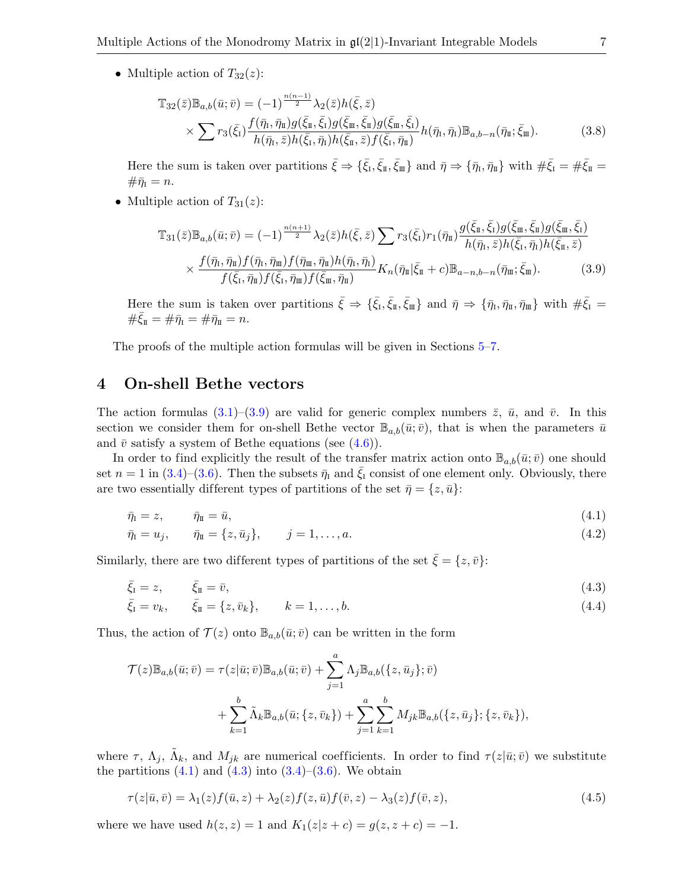- Multiple action of $T_{32}(z)$:

$$
\mathbb{T}_{32}(\bar z)\mathbb{B}_{a,b}(\bar u;\bar v) = (-1)^{\frac{n(n-1)}{2}}\lambda_2(\bar z)h(\bar\xi,\bar z) \\
\times \sum r_3(\bar\xi_{\rm I})\frac{f(\bar\eta_{\rm I},\bar\eta_{\rm II})g(\bar\xi_{\rm II},\bar\xi_{\rm I})g(\bar\xi_{\rm III},\bar\xi_{\rm II})g(\bar\xi_{\rm III},\bar\xi_{\rm I})}{h(\bar\eta_{\rm I},\bar z)h(\bar\xi_{\rm I},\bar\eta_{\rm I})h(\bar\xi_{\rm II},\bar z)f(\bar\xi_{\rm I},\bar\eta_{\rm II})}h(\bar\eta_{\rm I},\bar\eta_{\rm I})\mathbb{B}_{a,b-n}(\bar\eta_{\rm II};\bar\xi_{\rm III}). \tag{3.8}
$$

  Here the sum is taken over partitions $\bar\xi\Rightarrow\{\bar\xi_{\rm I},\bar\xi_{\rm II},\bar\xi_{\rm III}\}$ and $\bar\eta\Rightarrow\{\bar\eta_{\rm I},\bar\eta_{\rm II}\}$ with $\#\bar\xi_{\rm I}=\#\bar\xi_{\rm II}=\#\bar\eta_{\rm I}=n$.

- Multiple action of $T_{31}(z)$:

$$
\mathbb{T}_{31}(\bar z)\mathbb{B}_{a,b}(\bar u;\bar v) = (-1)^{\frac{n(n+1)}{2}}\lambda_2(\bar z)h(\bar\xi,\bar z)\sum r_3(\bar\xi_{\rm I})r_1(\bar\eta_{\rm II})\frac{g(\bar\xi_{\rm II},\bar\xi_{\rm I})g(\bar\xi_{\rm III},\bar\xi_{\rm II})g(\bar\xi_{\rm III},\bar\xi_{\rm I})}{h(\bar\eta_{\rm I},\bar z)h(\bar\xi_{\rm I},\bar\eta_{\rm I})h(\bar\xi_{\rm II},\bar z)} \\
\times\frac{f(\bar\eta_{\rm I},\bar\eta_{\rm II})f(\bar\eta_{\rm I},\bar\eta_{\rm III})f(\bar\eta_{\rm III},\bar\eta_{\rm II})h(\bar\eta_{\rm I},\bar\eta_{\rm I})}{f(\bar\xi_{\rm I},\bar\eta_{\rm II})f(\bar\xi_{\rm I},\bar\eta_{\rm III})f(\bar\xi_{\rm III},\bar\eta_{\rm II})}K_n(\bar\eta_{\rm II}|\bar\xi_{\rm II}+c)\mathbb{B}_{a-n,b-n}(\bar\eta_{\rm III};\bar\xi_{\rm III}). \tag{3.9}
$$

  Here the sum is taken over partitions $\bar\xi\Rightarrow\{\bar\xi_{\rm I},\bar\xi_{\rm II},\bar\xi_{\rm III}\}$ and $\bar\eta\Rightarrow\{\bar\eta_{\rm I},\bar\eta_{\rm II},\bar\eta_{\rm III}\}$ with $\#\bar\xi_{\rm I}=\#\bar\xi_{\rm II}=\#\bar\eta_{\rm I}=\#\bar\eta_{\rm II}=n$.

The proofs of the multiple action formulas will be given in Sections 5–7.

# 4 On-shell Bethe vectors

The action formulas (3.1)–(3.9) are valid for generic complex numbers $\bar z$, $\bar u$, and $\bar v$. In this section we consider them for on-shell Bethe vector $\mathbb{B}_{a,b}(\bar u;\bar v)$, that is when the parameters $\bar u$ and $\bar v$ satisfy a system of Bethe equations (see (4.6)).

In order to find explicitly the result of the transfer matrix action onto $\mathbb{B}_{a,b}(\bar u;\bar v)$ one should set $n=1$ in (3.4)–(3.6). Then the subsets $\bar\eta_{\rm I}$ and $\bar\xi_{\rm I}$ consist of one element only. Obviously, there are two essentially different types of partitions of the set $\bar\eta=\{z,\bar u\}$:

$$
\bar\eta_{\rm I}=z, \qquad \bar\eta_{\rm II}=\bar u, \tag{4.1}
$$

$$
\bar\eta_{\rm I}=u_j, \qquad \bar\eta_{\rm II}=\{z,\bar u_j\}, \qquad j=1,\dots,a. \tag{4.2}
$$

Similarly, there are two different types of partitions of the set $\bar\xi=\{z,\bar v\}$:

$$
\bar\xi_{\rm I}=z, \qquad \bar\xi_{\rm II}=\bar v, \tag{4.3}
$$

$$
\bar\xi_{\rm I}=v_k, \qquad \bar\xi_{\rm II}=\{z,\bar v_k\}, \qquad k=1,\dots,b. \tag{4.4}
$$

Thus, the action of $\mathcal{T}(z)$ onto $\mathbb{B}_{a,b}(\bar u;\bar v)$ can be written in the form

$$
\mathcal{T}(z)\mathbb{B}_{a,b}(\bar u;\bar v) = \tau(z|\bar u;\bar v)\mathbb{B}_{a,b}(\bar u;\bar v)+\sum_{j=1}^{a}\Lambda_j\mathbb{B}_{a,b}(\{z,\bar u_j\};\bar v) \\
+\sum_{k=1}^{b}\tilde\Lambda_k\mathbb{B}_{a,b}(\bar u;\{z,\bar v_k\})+\sum_{j=1}^{a}\sum_{k=1}^{b}M_{jk}\mathbb{B}_{a,b}(\{z,\bar u_j\};\{z,\bar v_k\}),
$$

where $\tau$, $\Lambda_j$, $\tilde\Lambda_k$, and $M_{jk}$ are numerical coefficients. In order to find $\tau(z|\bar u;\bar v)$ we substitute the partitions (4.1) and (4.3) into (3.4)–(3.6). We obtain

$$
\tau(z|\bar u,\bar v) = \lambda_1(z)f(\bar u,z)+\lambda_2(z)f(z,\bar u)f(\bar v,z)-\lambda_3(z)f(\bar v,z), \tag{4.5}
$$

where we have used $h(z,z)=1$ and $K_1(z|z+c)=g(z,z+c)=-1$.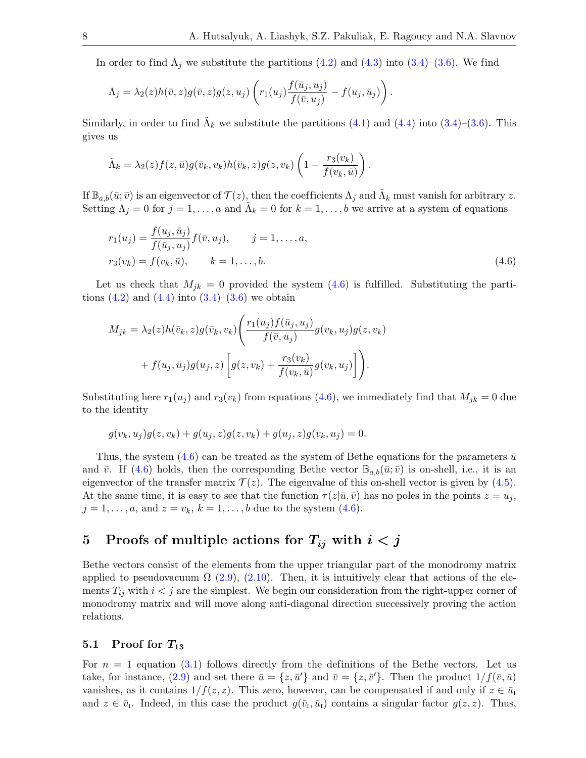In order to find $\Lambda_j$ we substitute the partitions (4.2) and (4.3) into (3.4)–(3.6). We find

$$\Lambda_j = \lambda_2(z)h(\bar{v},z)g(\bar{v},z)g(z,u_j)\left(r_1(u_j)\frac{f(\bar{u}_j,u_j)}{f(\bar{v},u_j)} - f(u_j,\bar{u}_j)\right).$$

Similarly, in order to find $\tilde{\Lambda}_k$ we substitute the partitions (4.1) and (4.4) into (3.4)–(3.6). This gives us

$$\tilde{\Lambda}_k = \lambda_2(z)f(z,\bar{u})g(\bar{v}_k,v_k)h(\bar{v}_k,z)g(z,v_k)\left(1 - \frac{r_3(v_k)}{f(v_k,\bar{u})}\right).$$

If $\mathbb{B}_{a,b}(\bar{u};\bar{v})$ is an eigenvector of $\mathcal{T}(z)$, then the coefficients $\Lambda_j$ and $\tilde{\Lambda}_k$ must vanish for arbitrary $z$. Setting $\Lambda_j = 0$ for $j = 1,\dots,a$ and $\tilde{\Lambda}_k = 0$ for $k = 1,\dots,b$ we arrive at a system of equations

$$\begin{aligned}
&r_1(u_j) = \frac{f(u_j,\bar{u}_j)}{f(\bar{u}_j,u_j)}f(\bar{v},u_j), \qquad j = 1,\dots,a,\\
&r_3(v_k) = f(v_k,\bar{u}), \qquad k = 1,\dots,b.
\end{aligned} \tag{4.6}$$

Let us check that $M_{jk} = 0$ provided the system (4.6) is fulfilled. Substituting the partitions (4.2) and (4.4) into (3.4)–(3.6) we obtain

$$\begin{aligned}
M_{jk} = \lambda_2(z)h(\bar{v}_k,z)g(\bar{v}_k,v_k)\Bigg(&\frac{r_1(u_j)f(\bar{u}_j,u_j)}{f(\bar{v},u_j)}g(v_k,u_j)g(z,v_k)\\
&+ f(u_j,\bar{u}_j)g(u_j,z)\left[g(z,v_k) + \frac{r_3(v_k)}{f(v_k,\bar{u})}g(v_k,u_j)\right]\Bigg).
\end{aligned}$$

Substituting here $r_1(u_j)$ and $r_3(v_k)$ from equations (4.6), we immediately find that $M_{jk} = 0$ due to the identity

$$g(v_k,u_j)g(z,v_k) + g(u_j,z)g(z,v_k) + g(u_j,z)g(v_k,u_j) = 0.$$

Thus, the system (4.6) can be treated as the system of Bethe equations for the parameters $\bar{u}$ and $\bar{v}$. If (4.6) holds, then the corresponding Bethe vector $\mathbb{B}_{a,b}(\bar{u};\bar{v})$ is on-shell, i.e., it is an eigenvector of the transfer matrix $\mathcal{T}(z)$. The eigenvalue of this on-shell vector is given by (4.5). At the same time, it is easy to see that the function $\tau(z|\bar{u},\bar{v})$ has no poles in the points $z = u_j$, $j = 1,\dots,a$, and $z = v_k$, $k = 1,\dots,b$ due to the system (4.6).

# 5 Proofs of multiple actions for $T_{ij}$ with $i < j$

Bethe vectors consist of the elements from the upper triangular part of the monodromy matrix applied to pseudovacuum $\Omega$ (2.9), (2.10). Then, it is intuitively clear that actions of the elements $T_{ij}$ with $i < j$ are the simplest. We begin our consideration from the right-upper corner of monodromy matrix and will move along anti-diagonal direction successively proving the action relations.

## 5.1 Proof for $T_{13}$

For $n = 1$ equation (3.1) follows directly from the definitions of the Bethe vectors. Let us take, for instance, (2.9) and set there $\bar{u} = \{z,\bar{u}'\}$ and $\bar{v} = \{z,\bar{v}'\}$. Then the product $1/f(\bar{v},\bar{u})$ vanishes, as it contains $1/f(z,z)$. This zero, however, can be compensated if and only if $z \in \bar{u}_{\text{I}}$ and $z \in \bar{v}_{\text{I}}$. Indeed, in this case the product $g(\bar{v}_{\text{I}},\bar{u}_{\text{I}})$ contains a singular factor $g(z,z)$. Thus,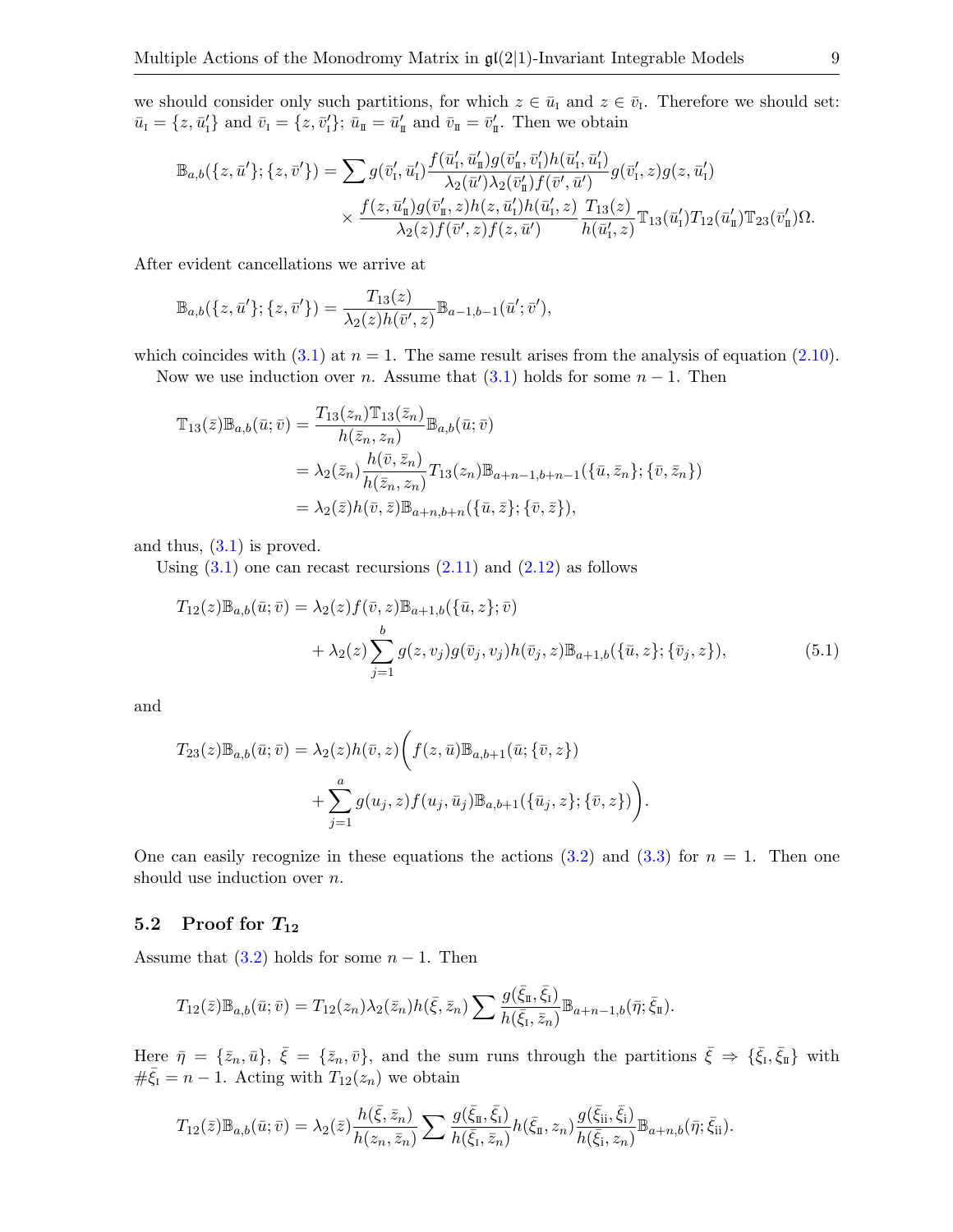we should consider only such partitions, for which $z \in \bar{u}_{\rm I}$ and $z \in \bar{v}_{\rm I}$. Therefore we should set: $\bar{u}_{\rm I} = \{z, \bar{u}'_{\rm I}\}$ and $\bar{v}_{\rm I} = \{z, \bar{v}'_{\rm I}\}$; $\bar{u}_{\rm II} = \bar{u}'_{\rm II}$ and $\bar{v}_{\rm II} = \bar{v}'_{\rm II}$. Then we obtain

$$
\begin{aligned}
\mathbb{B}_{a,b}(\{z, \bar{u}'\}; \{z, \bar{v}'\}) = \sum g(\bar{v}'_{\rm I}, \bar{u}'_{\rm I}) \frac{f(\bar{u}'_{\rm I}, \bar{u}'_{\rm II}) g(\bar{v}'_{\rm II}, \bar{v}'_{\rm I}) h(\bar{u}'_{\rm I}, \bar{u}'_{\rm I})}{\lambda_2(\bar{u}') \lambda_2(\bar{v}'_{\rm II}) f(\bar{v}', \bar{u}')} g(\bar{v}'_{\rm I}, z) g(z, \bar{u}'_{\rm I}) \\
\times \frac{f(z, \bar{u}'_{\rm II}) g(\bar{v}'_{\rm II}, z) h(z, \bar{u}'_{\rm I}) h(\bar{u}'_{\rm I}, z)}{\lambda_2(z) f(\bar{v}', z) f(z, \bar{u}')} \frac{T_{13}(z)}{h(\bar{u}'_{\rm I}, z)} \mathbb{T}_{13}(\bar{u}'_{\rm I}) T_{12}(\bar{u}'_{\rm II}) \mathbb{T}_{23}(\bar{v}'_{\rm II}) \Omega.
\end{aligned}
$$

After evident cancellations we arrive at

$$
\mathbb{B}_{a,b}(\{z, \bar{u}'\}; \{z, \bar{v}'\}) = \frac{T_{13}(z)}{\lambda_2(z) h(\bar{v}', z)} \mathbb{B}_{a-1,b-1}(\bar{u}'; \bar{v}'),
$$

which coincides with (3.1) at $n = 1$. The same result arises from the analysis of equation (2.10).

Now we use induction over $n$. Assume that (3.1) holds for some $n - 1$. Then

$$
\begin{aligned}
\mathbb{T}_{13}(\bar{z}) \mathbb{B}_{a,b}(\bar{u}; \bar{v}) &= \frac{T_{13}(z_n) \mathbb{T}_{13}(\bar{z}_n)}{h(\bar{z}_n, z_n)} \mathbb{B}_{a,b}(\bar{u}; \bar{v}) \\
&= \lambda_2(\bar{z}_n) \frac{h(\bar{v}, \bar{z}_n)}{h(\bar{z}_n, z_n)} T_{13}(z_n) \mathbb{B}_{a+n-1,b+n-1}(\{\bar{u}, \bar{z}_n\}; \{\bar{v}, \bar{z}_n\}) \\
&= \lambda_2(\bar{z}) h(\bar{v}, \bar{z}) \mathbb{B}_{a+n,b+n}(\{\bar{u}, \bar{z}\}; \{\bar{v}, \bar{z}\}),
\end{aligned}
$$

and thus, (3.1) is proved.

Using (3.1) one can recast recursions (2.11) and (2.12) as follows

$$
\begin{aligned}
T_{12}(z) \mathbb{B}_{a,b}(\bar{u}; \bar{v}) &= \lambda_2(z) f(\bar{v}, z) \mathbb{B}_{a+1,b}(\{\bar{u}, z\}; \bar{v}) \\
&\quad + \lambda_2(z) \sum_{j=1}^{b} g(z, v_j) g(\bar{v}_j, v_j) h(\bar{v}_j, z) \mathbb{B}_{a+1,b}(\{\bar{u}, z\}; \{\bar{v}_j, z\}),
\end{aligned} \tag{5.1}
$$

and

$$
\begin{aligned}
T_{23}(z) \mathbb{B}_{a,b}(\bar{u}; \bar{v}) &= \lambda_2(z) h(\bar{v}, z) \bigg( f(z, \bar{u}) \mathbb{B}_{a,b+1}(\bar{u}; \{\bar{v}, z\}) \\
&\quad + \sum_{j=1}^{a} g(u_j, z) f(u_j, \bar{u}_j) \mathbb{B}_{a,b+1}(\{\bar{u}_j, z\}; \{\bar{v}, z\}) \bigg).
\end{aligned}
$$

One can easily recognize in these equations the actions (3.2) and (3.3) for $n = 1$. Then one should use induction over $n$.

## 5.2 Proof for $T_{12}$

Assume that (3.2) holds for some $n - 1$. Then

$$
T_{12}(\bar{z}) \mathbb{B}_{a,b}(\bar{u}; \bar{v}) = T_{12}(z_n) \lambda_2(\bar{z}_n) h(\bar{\xi}, \bar{z}_n) \sum \frac{g(\bar{\xi}_{\rm II}, \bar{\xi}_{\rm I})}{h(\bar{\xi}_{\rm I}, \bar{z}_n)} \mathbb{B}_{a+n-1,b}(\bar{\eta}; \bar{\xi}_{\rm II}).
$$

Here $\bar{\eta} = \{\bar{z}_n, \bar{u}\}$, $\bar{\xi} = \{\bar{z}_n, \bar{v}\}$, and the sum runs through the partitions $\bar{\xi} \Rightarrow \{\bar{\xi}_{\rm I}, \bar{\xi}_{\rm II}\}$ with $\#\bar{\xi}_{\rm I} = n - 1$. Acting with $T_{12}(z_n)$ we obtain

$$
T_{12}(\bar{z}) \mathbb{B}_{a,b}(\bar{u}; \bar{v}) = \lambda_2(\bar{z}) \frac{h(\bar{\xi}, \bar{z}_n)}{h(z_n, \bar{z}_n)} \sum \frac{g(\bar{\xi}_{\rm II}, \bar{\xi}_{\rm I})}{h(\bar{\xi}_{\rm I}, \bar{z}_n)} h(\bar{\xi}_{\rm II}, z_n) \frac{g(\bar{\xi}_{\rm ii}, \bar{\xi}_{\rm i})}{h(\bar{\xi}_{\rm i}, z_n)} \mathbb{B}_{a+n,b}(\bar{\eta}; \bar{\xi}_{\rm ii}).
$$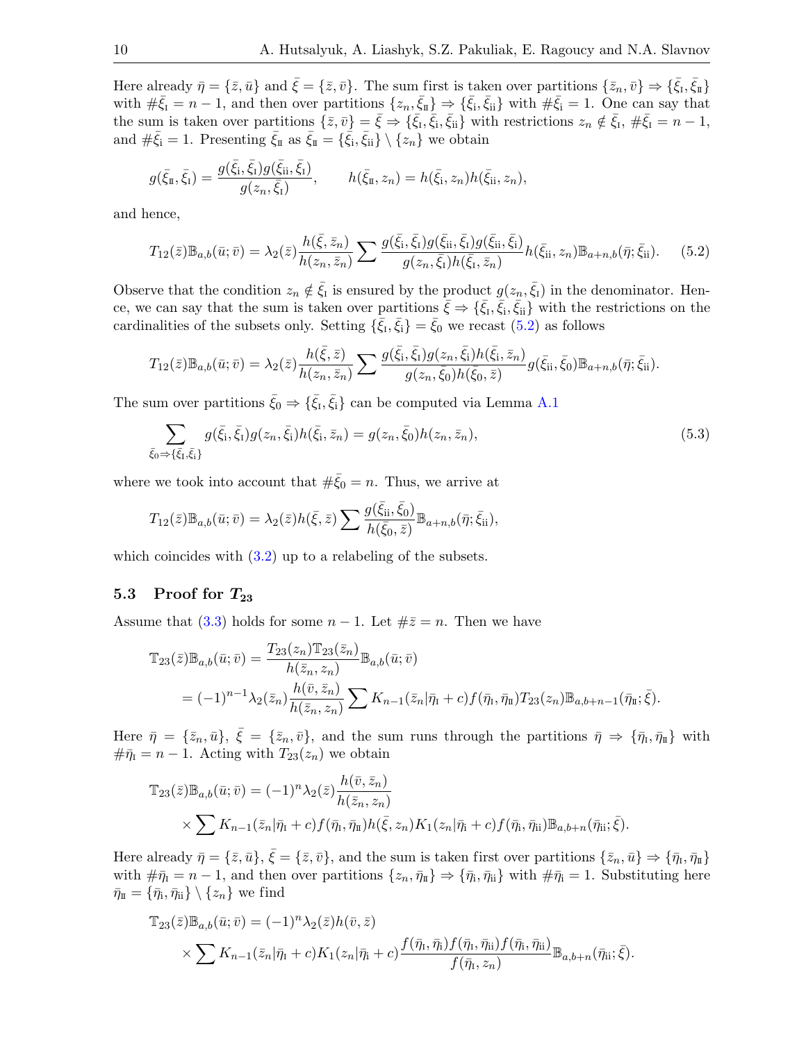Here already $\bar{\eta} = \{\bar{z}, \bar{u}\}$ and $\bar{\xi} = \{\bar{z}, \bar{v}\}$. The sum first is taken over partitions $\{\bar{z}_n, \bar{v}\} \Rightarrow \{\bar{\xi}_{\rm I}, \bar{\xi}_{\rm II}\}$ with $\#\bar{\xi}_{\rm I} = n-1$, and then over partitions $\{z_n, \bar{\xi}_{\rm II}\} \Rightarrow \{\bar{\xi}_{\rm i}, \bar{\xi}_{\rm ii}\}$ with $\#\bar{\xi}_{\rm i} = 1$. One can say that the sum is taken over partitions $\{\bar{z}, \bar{v}\} = \bar{\xi} \Rightarrow \{\bar{\xi}_{\rm I}, \bar{\xi}_{\rm i}, \bar{\xi}_{\rm ii}\}$ with restrictions $z_n \notin \bar{\xi}_{\rm I}$, $\#\bar{\xi}_{\rm I} = n-1$, and $\#\bar{\xi}_{\rm i} = 1$. Presenting $\bar{\xi}_{\rm II}$ as $\bar{\xi}_{\rm II} = \{\bar{\xi}_{\rm i}, \bar{\xi}_{\rm ii}\} \setminus \{z_n\}$ we obtain

$$g(\bar{\xi}_{\rm II}, \bar{\xi}_{\rm I}) = \frac{g(\bar{\xi}_{\rm i}, \bar{\xi}_{\rm I}) g(\bar{\xi}_{\rm ii}, \bar{\xi}_{\rm I})}{g(z_n, \bar{\xi}_{\rm I})}, \qquad h(\bar{\xi}_{\rm II}, z_n) = h(\bar{\xi}_{\rm i}, z_n) h(\bar{\xi}_{\rm ii}, z_n),$$

and hence,

$$T_{12}(\bar{z}) \mathbb{B}_{a,b}(\bar{u}; \bar{v}) = \lambda_2(\bar{z}) \frac{h(\bar{\xi}, \bar{z}_n)}{h(z_n, \bar{z}_n)} \sum \frac{g(\bar{\xi}_{\rm i}, \bar{\xi}_{\rm I}) g(\bar{\xi}_{\rm ii}, \bar{\xi}_{\rm I}) g(\bar{\xi}_{\rm ii}, \bar{\xi}_{\rm i})}{g(z_n, \bar{\xi}_{\rm I}) h(\bar{\xi}_{\rm I}, \bar{z}_n)} h(\bar{\xi}_{\rm ii}, z_n) \mathbb{B}_{a+n,b}(\bar{\eta}; \bar{\xi}_{\rm ii}). \tag{5.2}$$

Observe that the condition $z_n \notin \bar{\xi}_{\rm I}$ is ensured by the product $g(z_n, \bar{\xi}_{\rm I})$ in the denominator. Hence, we can say that the sum is taken over partitions $\bar{\xi} \Rightarrow \{\bar{\xi}_{\rm I}, \bar{\xi}_{\rm i}, \bar{\xi}_{\rm ii}\}$ with the restrictions on the cardinalities of the subsets only. Setting $\{\bar{\xi}_{\rm I}, \bar{\xi}_{\rm i}\} = \bar{\xi}_0$ we recast (5.2) as follows

$$T_{12}(\bar{z}) \mathbb{B}_{a,b}(\bar{u}; \bar{v}) = \lambda_2(\bar{z}) \frac{h(\bar{\xi}, \bar{z})}{h(z_n, \bar{z}_n)} \sum \frac{g(\bar{\xi}_{\rm i}, \bar{\xi}_{\rm I}) g(z_n, \bar{\xi}_{\rm i}) h(\bar{\xi}_{\rm i}, \bar{z}_n)}{g(z_n, \bar{\xi}_0) h(\bar{\xi}_0, \bar{z})} g(\bar{\xi}_{\rm ii}, \bar{\xi}_0) \mathbb{B}_{a+n,b}(\bar{\eta}; \bar{\xi}_{\rm ii}).$$

The sum over partitions $\bar{\xi}_0 \Rightarrow \{\bar{\xi}_{\rm I}, \bar{\xi}_{\rm i}\}$ can be computed via Lemma A.1

$$\sum_{\bar{\xi}_0 \Rightarrow \{\bar{\xi}_{\rm I}, \bar{\xi}_{\rm i}\}} g(\bar{\xi}_{\rm i}, \bar{\xi}_{\rm I}) g(z_n, \bar{\xi}_{\rm i}) h(\bar{\xi}_{\rm i}, \bar{z}_n) = g(z_n, \bar{\xi}_0) h(z_n, \bar{z}_n), \tag{5.3}$$

where we took into account that $\#\bar{\xi}_0 = n$. Thus, we arrive at

$$T_{12}(\bar{z}) \mathbb{B}_{a,b}(\bar{u}; \bar{v}) = \lambda_2(\bar{z}) h(\bar{\xi}, \bar{z}) \sum \frac{g(\bar{\xi}_{\rm ii}, \bar{\xi}_0)}{h(\bar{\xi}_0, \bar{z})} \mathbb{B}_{a+n,b}(\bar{\eta}; \bar{\xi}_{\rm ii}),$$

which coincides with (3.2) up to a relabeling of the subsets.

### 5.3 Proof for $T_{23}$

Assume that (3.3) holds for some $n-1$. Let $\#\bar{z} = n$. Then we have

$$\begin{aligned}
\mathbb{T}_{23}(\bar{z}) \mathbb{B}_{a,b}(\bar{u}; \bar{v}) &= \frac{T_{23}(z_n) \mathbb{T}_{23}(\bar{z}_n)}{h(\bar{z}_n, z_n)} \mathbb{B}_{a,b}(\bar{u}; \bar{v}) \\
&= (-1)^{n-1} \lambda_2(\bar{z}_n) \frac{h(\bar{v}, \bar{z}_n)}{h(\bar{z}_n, z_n)} \sum K_{n-1}(\bar{z}_n | \bar{\eta}_{\rm I} + c) f(\bar{\eta}_{\rm I}, \bar{\eta}_{\rm II}) T_{23}(z_n) \mathbb{B}_{a,b+n-1}(\bar{\eta}_{\rm II}; \bar{\xi}).
\end{aligned}$$

Here $\bar{\eta} = \{\bar{z}_n, \bar{u}\}$, $\bar{\xi} = \{\bar{z}_n, \bar{v}\}$, and the sum runs through the partitions $\bar{\eta} \Rightarrow \{\bar{\eta}_{\rm I}, \bar{\eta}_{\rm II}\}$ with $\#\bar{\eta}_{\rm I} = n-1$. Acting with $T_{23}(z_n)$ we obtain

$$\begin{aligned}
\mathbb{T}_{23}(\bar{z}) \mathbb{B}_{a,b}(\bar{u}; \bar{v}) &= (-1)^n \lambda_2(\bar{z}) \frac{h(\bar{v}, \bar{z}_n)}{h(\bar{z}_n, z_n)} \\
&\times \sum K_{n-1}(\bar{z}_n | \bar{\eta}_{\rm I} + c) f(\bar{\eta}_{\rm I}, \bar{\eta}_{\rm II}) h(\bar{\xi}, z_n) K_1(z_n | \bar{\eta}_{\rm i} + c) f(\bar{\eta}_{\rm i}, \bar{\eta}_{\rm ii}) \mathbb{B}_{a,b+n}(\bar{\eta}_{\rm ii}; \bar{\xi}).
\end{aligned}$$

Here already $\bar{\eta} = \{\bar{z}, \bar{u}\}$, $\bar{\xi} = \{\bar{z}, \bar{v}\}$, and the sum is taken first over partitions $\{\bar{z}_n, \bar{u}\} \Rightarrow \{\bar{\eta}_{\rm I}, \bar{\eta}_{\rm II}\}$ with $\#\bar{\eta}_{\rm I} = n-1$, and then over partitions $\{z_n, \bar{\eta}_{\rm II}\} \Rightarrow \{\bar{\eta}_{\rm i}, \bar{\eta}_{\rm ii}\}$ with $\#\bar{\eta}_{\rm i} = 1$. Substituting here $\bar{\eta}_{\rm II} = \{\bar{\eta}_{\rm i}, \bar{\eta}_{\rm ii}\} \setminus \{z_n\}$ we find

$$\begin{aligned}
\mathbb{T}_{23}(\bar{z}) \mathbb{B}_{a,b}(\bar{u}; \bar{v}) &= (-1)^n \lambda_2(\bar{z}) h(\bar{v}, \bar{z}) \\
&\times \sum K_{n-1}(\bar{z}_n | \bar{\eta}_{\rm I} + c) K_1(z_n | \bar{\eta}_{\rm i} + c) \frac{f(\bar{\eta}_{\rm I}, \bar{\eta}_{\rm i}) f(\bar{\eta}_{\rm I}, \bar{\eta}_{\rm ii}) f(\bar{\eta}_{\rm i}, \bar{\eta}_{\rm ii})}{f(\bar{\eta}_{\rm I}, z_n)} \mathbb{B}_{a,b+n}(\bar{\eta}_{\rm ii}; \bar{\xi}).
\end{aligned}$$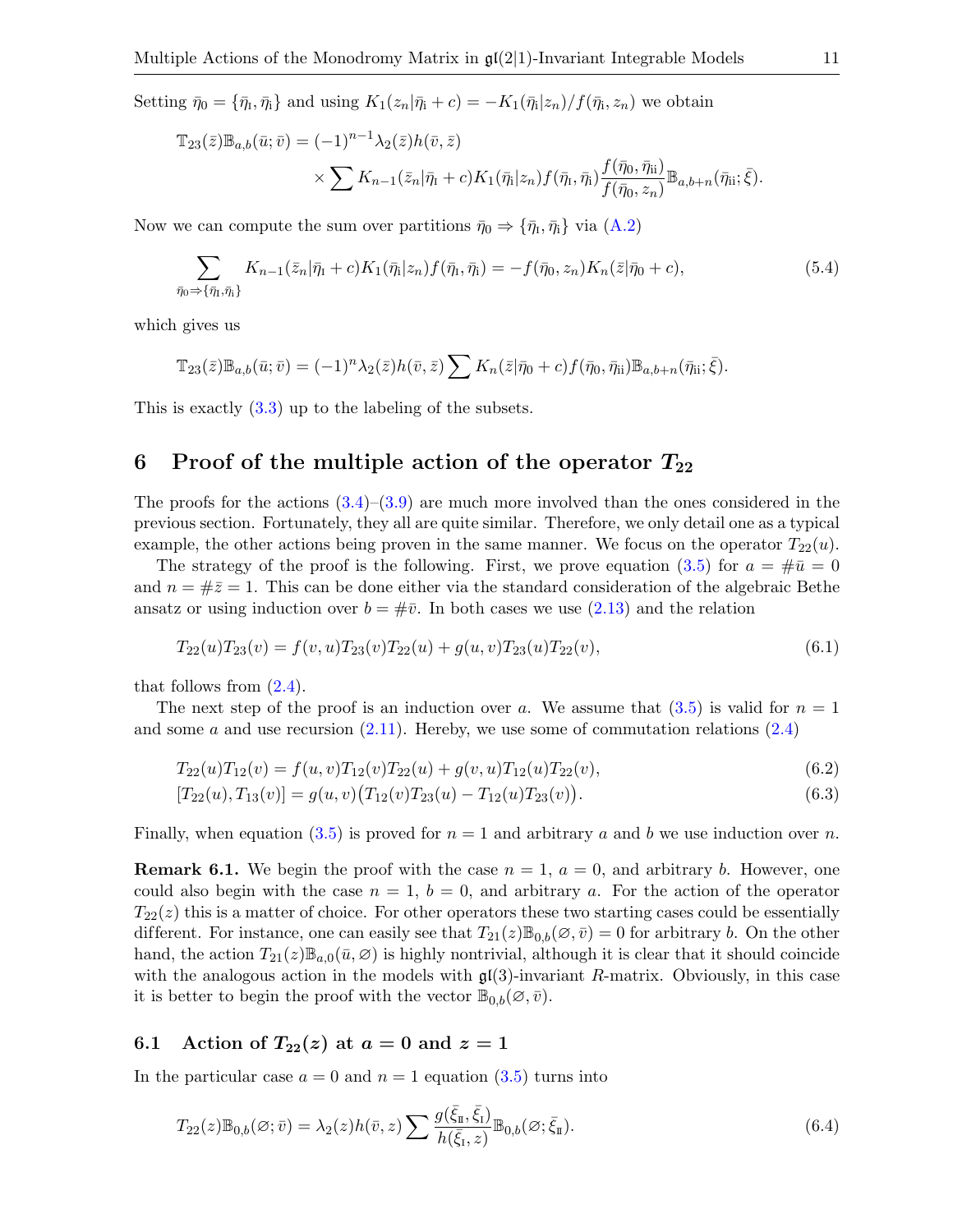Setting $\bar{\eta}_0 = \{\bar{\eta}_{\rm I}, \bar{\eta}_{\rm i}\}$ and using $K_1(z_n|\bar{\eta}_{\rm i}+c) = -K_1(\bar{\eta}_{\rm i}|z_n)/f(\bar{\eta}_{\rm i}, z_n)$ we obtain

$$
\begin{aligned}
\mathbb{T}_{23}(\bar{z})\mathbb{B}_{a,b}(\bar{u};\bar{v}) &= (-1)^{n-1}\lambda_2(\bar{z})h(\bar{v},\bar{z}) \\
&\quad\times \sum K_{n-1}(\bar{z}_n|\bar{\eta}_{\rm I}+c)K_1(\bar{\eta}_{\rm i}|z_n)f(\bar{\eta}_{\rm I},\bar{\eta}_{\rm i})\frac{f(\bar{\eta}_0,\bar{\eta}_{\rm ii})}{f(\bar{\eta}_0,z_n)}\mathbb{B}_{a,b+n}(\bar{\eta}_{\rm ii};\bar{\xi}).
\end{aligned}
$$

Now we can compute the sum over partitions $\bar{\eta}_0 \Rightarrow \{\bar{\eta}_{\rm I},\bar{\eta}_{\rm i}\}$ via (A.2)

$$
\sum_{\bar{\eta}_0\Rightarrow\{\bar{\eta}_{\rm I},\bar{\eta}_{\rm i}\}} K_{n-1}(\bar{z}_n|\bar{\eta}_{\rm I}+c)K_1(\bar{\eta}_{\rm i}|z_n)f(\bar{\eta}_{\rm I},\bar{\eta}_{\rm i}) = -f(\bar{\eta}_0,z_n)K_n(\bar{z}|\bar{\eta}_0+c), \tag{5.4}
$$

which gives us

$$
\mathbb{T}_{23}(\bar{z})\mathbb{B}_{a,b}(\bar{u};\bar{v}) = (-1)^{n}\lambda_2(\bar{z})h(\bar{v},\bar{z})\sum K_n(\bar{z}|\bar{\eta}_0+c)f(\bar{\eta}_0,\bar{\eta}_{\rm ii})\mathbb{B}_{a,b+n}(\bar{\eta}_{\rm ii};\bar{\xi}).
$$

This is exactly (3.3) up to the labeling of the subsets.

## 6 Proof of the multiple action of the operator $T_{22}$

The proofs for the actions (3.4)–(3.9) are much more involved than the ones considered in the previous section. Fortunately, they all are quite similar. Therefore, we only detail one as a typical example, the other actions being proven in the same manner. We focus on the operator $T_{22}(u)$.

The strategy of the proof is the following. First, we prove equation (3.5) for $a = \#\bar{u} = 0$ and $n = \#\bar{z} = 1$. This can be done either via the standard consideration of the algebraic Bethe ansatz or using induction over $b = \#\bar{v}$. In both cases we use (2.13) and the relation

$$
T_{22}(u)T_{23}(v) = f(v,u)T_{23}(v)T_{22}(u) + g(u,v)T_{23}(u)T_{22}(v), \tag{6.1}
$$

that follows from (2.4).

The next step of the proof is an induction over $a$. We assume that (3.5) is valid for $n = 1$ and some $a$ and use recursion (2.11). Hereby, we use some of commutation relations (2.4)

$$
T_{22}(u)T_{12}(v) = f(u,v)T_{12}(v)T_{22}(u) + g(v,u)T_{12}(u)T_{22}(v), \tag{6.2}
$$

$$
[T_{22}(u),T_{13}(v)] = g(u,v)\big(T_{12}(v)T_{23}(u) - T_{12}(u)T_{23}(v)\big). \tag{6.3}
$$

Finally, when equation (3.5) is proved for $n = 1$ and arbitrary $a$ and $b$ we use induction over $n$.

**Remark 6.1.** We begin the proof with the case $n = 1$, $a = 0$, and arbitrary $b$. However, one could also begin with the case $n = 1$, $b = 0$, and arbitrary $a$. For the action of the operator $T_{22}(z)$ this is a matter of choice. For other operators these two starting cases could be essentially different. For instance, one can easily see that $T_{21}(z)\mathbb{B}_{0,b}(\varnothing,\bar{v}) = 0$ for arbitrary $b$. On the other hand, the action $T_{21}(z)\mathbb{B}_{a,0}(\bar{u},\varnothing)$ is highly nontrivial, although it is clear that it should coincide with the analogous action in the models with $\mathfrak{gl}(3)$-invariant $R$-matrix. Obviously, in this case it is better to begin the proof with the vector $\mathbb{B}_{0,b}(\varnothing,\bar{v})$.

### 6.1 Action of $T_{22}(z)$ at $a = 0$ and $z = 1$

In the particular case $a = 0$ and $n = 1$ equation (3.5) turns into

$$
T_{22}(z)\mathbb{B}_{0,b}(\varnothing;\bar{v}) = \lambda_2(z)h(\bar{v},z)\sum \frac{g(\bar{\xi}_{\rm II},\bar{\xi}_{\rm I})}{h(\bar{\xi}_{\rm I},z)}\mathbb{B}_{0,b}(\varnothing;\bar{\xi}_{\rm II}). \tag{6.4}
$$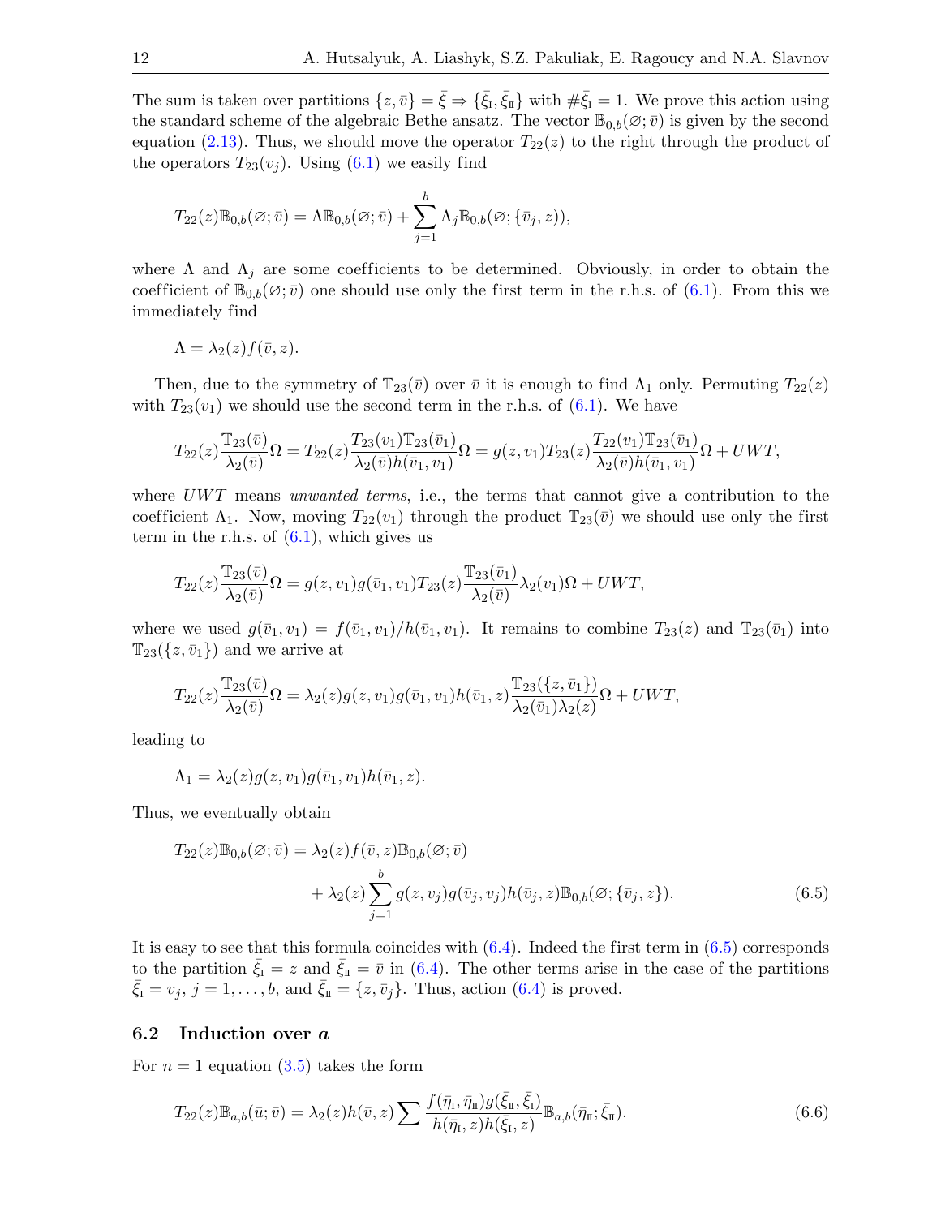The sum is taken over partitions $\{z, \bar{v}\} = \bar{\xi} \Rightarrow \{\bar{\xi}_{\rm I}, \bar{\xi}_{\rm II}\}$ with $\#\bar{\xi}_{\rm I} = 1$. We prove this action using the standard scheme of the algebraic Bethe ansatz. The vector $\mathbb{B}_{0,b}(\varnothing; \bar{v})$ is given by the second equation (2.13). Thus, we should move the operator $T_{22}(z)$ to the right through the product of the operators $T_{23}(v_j)$. Using (6.1) we easily find

$$
T_{22}(z)\mathbb{B}_{0,b}(\varnothing; \bar{v}) = \Lambda \mathbb{B}_{0,b}(\varnothing; \bar{v}) + \sum_{j=1}^{b} \Lambda_j \mathbb{B}_{0,b}(\varnothing; \{\bar{v}_j, z\}),
$$

where $\Lambda$ and $\Lambda_j$ are some coefficients to be determined. Obviously, in order to obtain the coefficient of $\mathbb{B}_{0,b}(\varnothing; \bar{v})$ one should use only the first term in the r.h.s. of (6.1). From this we immediately find

$$
\Lambda = \lambda_2(z) f(\bar{v}, z).
$$

Then, due to the symmetry of $\mathbb{T}_{23}(\bar{v})$ over $\bar{v}$ it is enough to find $\Lambda_1$ only. Permuting $T_{22}(z)$ with $T_{23}(v_1)$ we should use the second term in the r.h.s. of (6.1). We have

$$
T_{22}(z)\frac{\mathbb{T}_{23}(\bar{v})}{\lambda_2(\bar{v})}\Omega = T_{22}(z)\frac{T_{23}(v_1)\mathbb{T}_{23}(\bar{v}_1)}{\lambda_2(\bar{v})h(\bar{v}_1, v_1)}\Omega = g(z, v_1)T_{23}(z)\frac{T_{22}(v_1)\mathbb{T}_{23}(\bar{v}_1)}{\lambda_2(\bar{v})h(\bar{v}_1, v_1)}\Omega + UWT,
$$

where $UWT$ means *unwanted terms*, i.e., the terms that cannot give a contribution to the coefficient $\Lambda_1$. Now, moving $T_{22}(v_1)$ through the product $\mathbb{T}_{23}(\bar{v})$ we should use only the first term in the r.h.s. of (6.1), which gives us

$$
T_{22}(z)\frac{\mathbb{T}_{23}(\bar{v})}{\lambda_2(\bar{v})}\Omega = g(z, v_1)g(\bar{v}_1, v_1)T_{23}(z)\frac{\mathbb{T}_{23}(\bar{v}_1)}{\lambda_2(\bar{v})}\lambda_2(v_1)\Omega + UWT,
$$

where we used $g(\bar{v}_1, v_1) = f(\bar{v}_1, v_1)/h(\bar{v}_1, v_1)$. It remains to combine $T_{23}(z)$ and $\mathbb{T}_{23}(\bar{v}_1)$ into $\mathbb{T}_{23}(\{z, \bar{v}_1\})$ and we arrive at

$$
T_{22}(z)\frac{\mathbb{T}_{23}(\bar{v})}{\lambda_2(\bar{v})}\Omega = \lambda_2(z)g(z, v_1)g(\bar{v}_1, v_1)h(\bar{v}_1, z)\frac{\mathbb{T}_{23}(\{z, \bar{v}_1\})}{\lambda_2(\bar{v}_1)\lambda_2(z)}\Omega + UWT,
$$

leading to

$$
\Lambda_1 = \lambda_2(z)g(z, v_1)g(\bar{v}_1, v_1)h(\bar{v}_1, z).
$$

Thus, we eventually obtain

$$
\begin{aligned}
T_{22}(z)\mathbb{B}_{0,b}(\varnothing; \bar{v}) &= \lambda_2(z)f(\bar{v}, z)\mathbb{B}_{0,b}(\varnothing; \bar{v}) \\
&\quad + \lambda_2(z)\sum_{j=1}^{b} g(z, v_j)g(\bar{v}_j, v_j)h(\bar{v}_j, z)\mathbb{B}_{0,b}(\varnothing; \{\bar{v}_j, z\}).
\end{aligned} \tag{6.5}
$$

It is easy to see that this formula coincides with (6.4). Indeed the first term in (6.5) corresponds to the partition $\bar{\xi}_{\rm I} = z$ and $\bar{\xi}_{\rm II} = \bar{v}$ in (6.4). The other terms arise in the case of the partitions $\bar{\xi}_{\rm I} = v_j$, $j = 1, \dots, b$, and $\bar{\xi}_{\rm II} = \{z, \bar{v}_j\}$. Thus, action (6.4) is proved.

### 6.2 Induction over $a$

For $n = 1$ equation (3.5) takes the form

$$
T_{22}(z)\mathbb{B}_{a,b}(\bar{u}; \bar{v}) = \lambda_2(z)h(\bar{v}, z)\sum \frac{f(\bar{\eta}_{\rm I}, \bar{\eta}_{\rm II})g(\bar{\xi}_{\rm II}, \bar{\xi}_{\rm I})}{h(\bar{\eta}_{\rm I}, z)h(\bar{\xi}_{\rm I}, z)}\mathbb{B}_{a,b}(\bar{\eta}_{\rm II}; \bar{\xi}_{\rm II}). \tag{6.6}
$$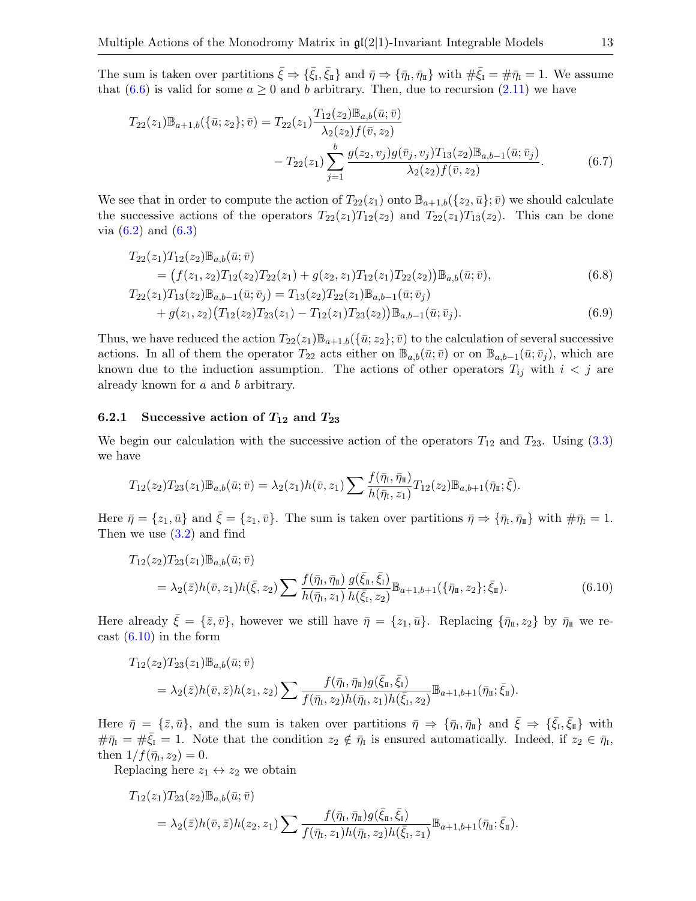The sum is taken over partitions $\bar{\xi} \Rightarrow \{\bar{\xi}_{\rm I}, \bar{\xi}_{\rm II}\}$ and $\bar{\eta} \Rightarrow \{\bar{\eta}_{\rm I}, \bar{\eta}_{\rm II}\}$ with $\#\bar{\xi}_{\rm I} = \#\bar{\eta}_{\rm I} = 1$. We assume that (6.6) is valid for some $a \geq 0$ and $b$ arbitrary. Then, due to recursion (2.11) we have

$$
\begin{aligned}
T_{22}(z_1)\mathbb{B}_{a+1,b}(\{\bar{u}; z_2\}; \bar{v}) &= T_{22}(z_1)\frac{T_{12}(z_2)\mathbb{B}_{a,b}(\bar{u}; \bar{v})}{\lambda_2(z_2) f(\bar{v}, z_2)} \\
&\quad - T_{22}(z_1)\sum_{j=1}^{b} \frac{g(z_2, v_j) g(\bar{v}_j, v_j) T_{13}(z_2)\mathbb{B}_{a,b-1}(\bar{u}; \bar{v}_j)}{\lambda_2(z_2) f(\bar{v}, z_2)}.
\end{aligned} \tag{6.7}
$$

We see that in order to compute the action of $T_{22}(z_1)$ onto $\mathbb{B}_{a+1,b}(\{z_2, \bar{u}\}; \bar{v})$ we should calculate the successive actions of the operators $T_{22}(z_1)T_{12}(z_2)$ and $T_{22}(z_1)T_{13}(z_2)$. This can be done via (6.2) and (6.3)

$$
\begin{aligned}
&T_{22}(z_1)T_{12}(z_2)\mathbb{B}_{a,b}(\bar{u}; \bar{v}) \\
&\qquad = \big(f(z_1, z_2)T_{12}(z_2)T_{22}(z_1) + g(z_2, z_1)T_{12}(z_1)T_{22}(z_2)\big)\mathbb{B}_{a,b}(\bar{u}; \bar{v}),
\end{aligned} \tag{6.8}
$$

$$
\begin{aligned}
&T_{22}(z_1)T_{13}(z_2)\mathbb{B}_{a,b-1}(\bar{u}; \bar{v}_j) = T_{13}(z_2)T_{22}(z_1)\mathbb{B}_{a,b-1}(\bar{u}; \bar{v}_j) \\
&\qquad + g(z_1, z_2)\big(T_{12}(z_2)T_{23}(z_1) - T_{12}(z_1)T_{23}(z_2)\big)\mathbb{B}_{a,b-1}(\bar{u}; \bar{v}_j).
\end{aligned} \tag{6.9}
$$

Thus, we have reduced the action $T_{22}(z_1)\mathbb{B}_{a+1,b}(\{\bar{u}; z_2\}; \bar{v})$ to the calculation of several successive actions. In all of them the operator $T_{22}$ acts either on $\mathbb{B}_{a,b}(\bar{u}; \bar{v})$ or on $\mathbb{B}_{a,b-1}(\bar{u}; \bar{v}_j)$, which are known due to the induction assumption. The actions of other operators $T_{ij}$ with $i < j$ are already known for $a$ and $b$ arbitrary.

### 6.2.1 Successive action of $T_{12}$ and $T_{23}$

We begin our calculation with the successive action of the operators $T_{12}$ and $T_{23}$. Using (3.3) we have

$$
T_{12}(z_2)T_{23}(z_1)\mathbb{B}_{a,b}(\bar{u}; \bar{v}) = \lambda_2(z_1)h(\bar{v}, z_1)\sum \frac{f(\bar{\eta}_{\rm I}, \bar{\eta}_{\rm II})}{h(\bar{\eta}_{\rm I}, z_1)} T_{12}(z_2)\mathbb{B}_{a,b+1}(\bar{\eta}_{\rm II}; \bar{\xi}).
$$

Here $\bar{\eta} = \{z_1, \bar{u}\}$ and $\bar{\xi} = \{z_1, \bar{v}\}$. The sum is taken over partitions $\bar{\eta} \Rightarrow \{\bar{\eta}_{\rm I}, \bar{\eta}_{\rm II}\}$ with $\#\bar{\eta}_{\rm I} = 1$. Then we use (3.2) and find

$$
\begin{aligned}
&T_{12}(z_2)T_{23}(z_1)\mathbb{B}_{a,b}(\bar{u}; \bar{v}) \\
&\qquad = \lambda_2(\bar{z})h(\bar{v}, z_1)h(\bar{\xi}, z_2)\sum \frac{f(\bar{\eta}_{\rm I}, \bar{\eta}_{\rm II})}{h(\bar{\eta}_{\rm I}, z_1)} \frac{g(\bar{\xi}_{\rm II}, \bar{\xi}_{\rm I})}{h(\bar{\xi}_{\rm I}, z_2)} \mathbb{B}_{a+1,b+1}(\{\bar{\eta}_{\rm II}, z_2\}; \bar{\xi}_{\rm II}).
\end{aligned} \tag{6.10}
$$

Here already $\bar{\xi} = \{\bar{z}, \bar{v}\}$, however we still have $\bar{\eta} = \{z_1, \bar{u}\}$. Replacing $\{\bar{\eta}_{\rm II}, z_2\}$ by $\bar{\eta}_{\rm II}$ we recast (6.10) in the form

$$
\begin{aligned}
&T_{12}(z_2)T_{23}(z_1)\mathbb{B}_{a,b}(\bar{u}; \bar{v}) \\
&\qquad = \lambda_2(\bar{z})h(\bar{v}, \bar{z})h(z_1, z_2)\sum \frac{f(\bar{\eta}_{\rm I}, \bar{\eta}_{\rm II}) g(\bar{\xi}_{\rm II}, \bar{\xi}_{\rm I})}{f(\bar{\eta}_{\rm I}, z_2) h(\bar{\eta}_{\rm I}, z_1) h(\bar{\xi}_{\rm I}, z_2)} \mathbb{B}_{a+1,b+1}(\bar{\eta}_{\rm II}; \bar{\xi}_{\rm II}).
\end{aligned}
$$

Here $\bar{\eta} = \{\bar{z}, \bar{u}\}$, and the sum is taken over partitions $\bar{\eta} \Rightarrow \{\bar{\eta}_{\rm I}, \bar{\eta}_{\rm II}\}$ and $\bar{\xi} \Rightarrow \{\bar{\xi}_{\rm I}, \bar{\xi}_{\rm II}\}$ with $\#\bar{\eta}_{\rm I} = \#\bar{\xi}_{\rm I} = 1$. Note that the condition $z_2 \notin \bar{\eta}_{\rm I}$ is ensured automatically. Indeed, if $z_2 \in \bar{\eta}_{\rm I}$, then $1/f(\bar{\eta}_{\rm I}, z_2) = 0$.

Replacing here $z_1 \leftrightarrow z_2$ we obtain

$$
\begin{aligned}
&T_{12}(z_1)T_{23}(z_2)\mathbb{B}_{a,b}(\bar{u}; \bar{v}) \\
&\qquad = \lambda_2(\bar{z})h(\bar{v}, \bar{z})h(z_2, z_1)\sum \frac{f(\bar{\eta}_{\rm I}, \bar{\eta}_{\rm II}) g(\bar{\xi}_{\rm II}, \bar{\xi}_{\rm I})}{f(\bar{\eta}_{\rm I}, z_1) h(\bar{\eta}_{\rm I}, z_2) h(\bar{\xi}_{\rm I}, z_1)} \mathbb{B}_{a+1,b+1}(\bar{\eta}_{\rm II}; \bar{\xi}_{\rm II}).
\end{aligned}
$$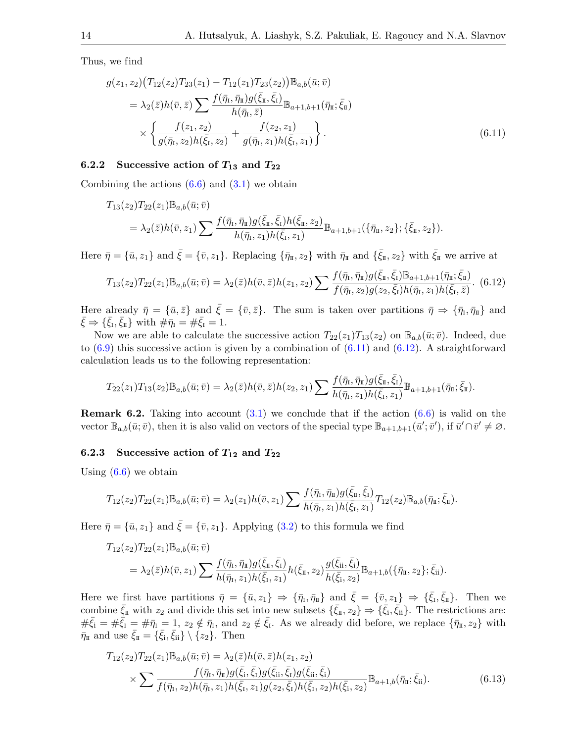Thus, we find

$$
\begin{aligned}
&g(z_1,z_2)\big(T_{12}(z_2)T_{23}(z_1)-T_{12}(z_1)T_{23}(z_2)\big)\mathbb{B}_{a,b}(\bar u;\bar v)\\
&\quad=\lambda_2(\bar z)h(\bar v,\bar z)\sum\frac{f(\bar\eta_{\rm I},\bar\eta_{\rm II})g(\bar\xi_{\rm II},\bar\xi_{\rm I})}{h(\bar\eta_{\rm I},\bar z)}\mathbb{B}_{a+1,b+1}(\bar\eta_{\rm II};\bar\xi_{\rm II})\\
&\quad\quad\times\left\{\frac{f(z_1,z_2)}{g(\bar\eta_{\rm I},z_2)h(\bar\xi_{\rm I},z_2)}+\frac{f(z_2,z_1)}{g(\bar\eta_{\rm I},z_1)h(\bar\xi_{\rm I},z_1)}\right\}.
\end{aligned}\tag{6.11}
$$

### 6.2.2 Successive action of $T_{13}$ and $T_{22}$

Combining the actions (6.6) and (3.1) we obtain

$$
\begin{aligned}
&T_{13}(z_2)T_{22}(z_1)\mathbb{B}_{a,b}(\bar u;\bar v)\\
&\quad=\lambda_2(\bar z)h(\bar v,z_1)\sum\frac{f(\bar\eta_{\rm I},\bar\eta_{\rm II})g(\bar\xi_{\rm II},\bar\xi_{\rm I})h(\bar\xi_{\rm II},z_2)}{h(\bar\eta_{\rm I},z_1)h(\bar\xi_{\rm I},z_1)}\mathbb{B}_{a+1,b+1}(\{\bar\eta_{\rm II},z_2\};\{\bar\xi_{\rm II},z_2\}).
\end{aligned}
$$

Here $\bar\eta=\{\bar u,z_1\}$ and $\bar\xi=\{\bar v,z_1\}$. Replacing $\{\bar\eta_{\rm II},z_2\}$ with $\bar\eta_{\rm II}$ and $\{\bar\xi_{\rm II},z_2\}$ with $\bar\xi_{\rm II}$ we arrive at

$$
T_{13}(z_2)T_{22}(z_1)\mathbb{B}_{a,b}(\bar u;\bar v)=\lambda_2(\bar z)h(\bar v,\bar z)h(z_1,z_2)\sum\frac{f(\bar\eta_{\rm I},\bar\eta_{\rm II})g(\bar\xi_{\rm II},\bar\xi_{\rm I})\mathbb{B}_{a+1,b+1}(\bar\eta_{\rm II};\bar\xi_{\rm II})}{f(\bar\eta_{\rm I},z_2)g(z_2,\bar\xi_{\rm I})h(\bar\eta_{\rm I},z_1)h(\bar\xi_{\rm I},\bar z)}.\tag{6.12}
$$

Here already $\bar\eta=\{\bar u,\bar z\}$ and $\bar\xi=\{\bar v,\bar z\}$. The sum is taken over partitions $\bar\eta\Rightarrow\{\bar\eta_{\rm I},\bar\eta_{\rm II}\}$ and $\bar\xi\Rightarrow\{\bar\xi_{\rm I},\bar\xi_{\rm II}\}$ with $\#\bar\eta_{\rm I}=\#\bar\xi_{\rm I}=1$.

Now we are able to calculate the successive action $T_{22}(z_1)T_{13}(z_2)$ on $\mathbb{B}_{a,b}(\bar u;\bar v)$. Indeed, due to (6.9) this successive action is given by a combination of (6.11) and (6.12). A straightforward calculation leads us to the following representation:

$$
T_{22}(z_1)T_{13}(z_2)\mathbb{B}_{a,b}(\bar u;\bar v)=\lambda_2(\bar z)h(\bar v,\bar z)h(z_2,z_1)\sum\frac{f(\bar\eta_{\rm I},\bar\eta_{\rm II})g(\bar\xi_{\rm II},\bar\xi_{\rm I})}{h(\bar\eta_{\rm I},z_1)h(\bar\xi_{\rm I},z_1)}\mathbb{B}_{a+1,b+1}(\bar\eta_{\rm II};\bar\xi_{\rm II}).
$$

**Remark 6.2.** Taking into account (3.1) we conclude that if the action (6.6) is valid on the vector $\mathbb{B}_{a,b}(\bar u;\bar v)$, then it is also valid on vectors of the special type $\mathbb{B}_{a+1,b+1}(\bar u';\bar v')$, if $\bar u'\cap\bar v'\neq\varnothing$.

### 6.2.3 Successive action of $T_{12}$ and $T_{22}$

Using (6.6) we obtain

$$
T_{12}(z_2)T_{22}(z_1)\mathbb{B}_{a,b}(\bar u;\bar v)=\lambda_2(z_1)h(\bar v,z_1)\sum\frac{f(\bar\eta_{\rm I},\bar\eta_{\rm II})g(\bar\xi_{\rm II},\bar\xi_{\rm I})}{h(\bar\eta_{\rm I},z_1)h(\bar\xi_{\rm I},z_1)}T_{12}(z_2)\mathbb{B}_{a,b}(\bar\eta_{\rm II};\bar\xi_{\rm II}).
$$

Here $\bar\eta=\{\bar u,z_1\}$ and $\bar\xi=\{\bar v,z_1\}$. Applying (3.2) to this formula we find

$$
\begin{aligned}
&T_{12}(z_2)T_{22}(z_1)\mathbb{B}_{a,b}(\bar u;\bar v)\\
&\quad=\lambda_2(\bar z)h(\bar v,z_1)\sum\frac{f(\bar\eta_{\rm I},\bar\eta_{\rm II})g(\bar\xi_{\rm II},\bar\xi_{\rm I})}{h(\bar\eta_{\rm I},z_1)h(\bar\xi_{\rm I},z_1)}h(\bar\xi_{\rm II},z_2)\frac{g(\bar\xi_{\rm ii},\bar\xi_{\rm i})}{h(\bar\xi_{\rm i},z_2)}\mathbb{B}_{a+1,b}(\{\bar\eta_{\rm II},z_2\};\bar\xi_{\rm ii}).
\end{aligned}
$$

Here we first have partitions $\bar\eta=\{\bar u,z_1\}\Rightarrow\{\bar\eta_{\rm I},\bar\eta_{\rm II}\}$ and $\bar\xi=\{\bar v,z_1\}\Rightarrow\{\bar\xi_{\rm I},\bar\xi_{\rm II}\}$. Then we combine $\bar\xi_{\rm II}$ with $z_2$ and divide this set into new subsets $\{\bar\xi_{\rm II},z_2\}\Rightarrow\{\bar\xi_{\rm i},\bar\xi_{\rm ii}\}$. The restrictions are: $\#\bar\xi_{\rm i}=\#\bar\xi_{\rm I}=\#\bar\eta_{\rm I}=1$, $z_2\notin\bar\eta_{\rm I}$, and $z_2\notin\bar\xi_{\rm I}$. As we already did before, we replace $\{\bar\eta_{\rm II},z_2\}$ with $\bar\eta_{\rm II}$ and use $\bar\xi_{\rm II}=\{\bar\xi_{\rm i},\bar\xi_{\rm ii}\}\setminus\{z_2\}$. Then

$$
\begin{aligned}
&T_{12}(z_2)T_{22}(z_1)\mathbb{B}_{a,b}(\bar u;\bar v)=\lambda_2(\bar z)h(\bar v,\bar z)h(z_1,z_2)\\
&\quad\times\sum\frac{f(\bar\eta_{\rm I},\bar\eta_{\rm II})g(\bar\xi_{\rm i},\bar\xi_{\rm I})g(\bar\xi_{\rm ii},\bar\xi_{\rm I})g(\bar\xi_{\rm ii},\bar\xi_{\rm i})}{f(\bar\eta_{\rm I},z_2)h(\bar\eta_{\rm I},z_1)h(\bar\xi_{\rm I},z_1)g(z_2,\bar\xi_{\rm I})h(\bar\xi_{\rm I},z_2)h(\bar\xi_{\rm i},z_2)}\mathbb{B}_{a+1,b}(\bar\eta_{\rm II};\bar\xi_{\rm ii}).
\end{aligned}\tag{6.13}
$$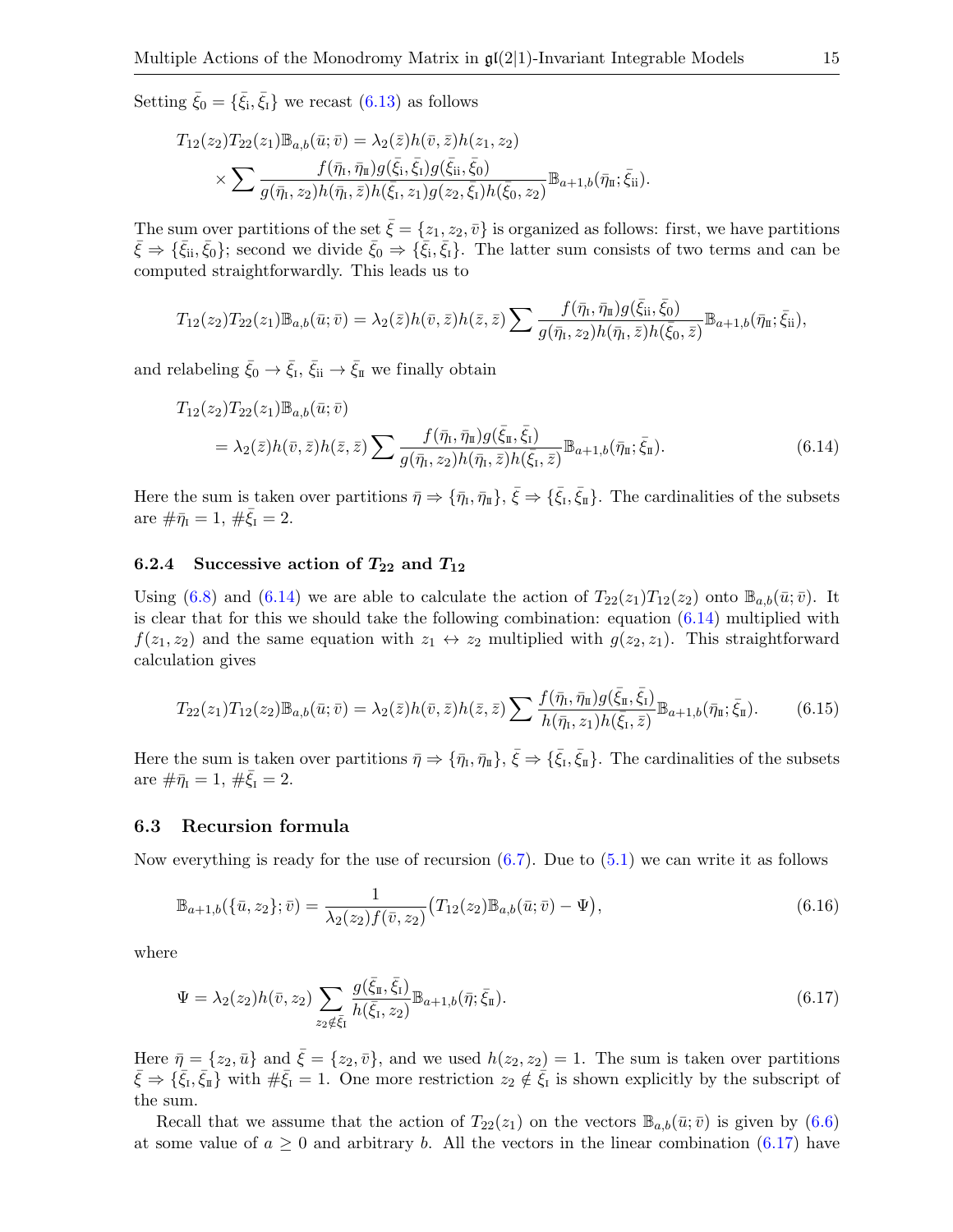Setting $\bar\xi_0 = \{\bar\xi_{\rm i}, \bar\xi_{\rm I}\}$ we recast (6.13) as follows

$$
\begin{aligned}
T_{12}(z_2)T_{22}(z_1)\mathbb{B}_{a,b}(\bar u;\bar v) &= \lambda_2(\bar z)h(\bar v,\bar z)h(z_1,z_2)\\
&\times \sum \frac{f(\bar\eta_{\rm I},\bar\eta_{\rm II})g(\bar\xi_{\rm i},\bar\xi_{\rm I})g(\bar\xi_{\rm ii},\bar\xi_0)}{g(\bar\eta_{\rm I},z_2)h(\bar\eta_{\rm I},\bar z)h(\bar\xi_{\rm I},z_1)g(z_2,\bar\xi_{\rm I})h(\bar\xi_0,z_2)}\mathbb{B}_{a+1,b}(\bar\eta_{\rm II};\bar\xi_{\rm ii}).
\end{aligned}
$$

The sum over partitions of the set $\bar\xi = \{z_1, z_2, \bar v\}$ is organized as follows: first, we have partitions $\bar\xi \Rightarrow \{\bar\xi_{\rm ii}, \bar\xi_0\}$; second we divide $\bar\xi_0 \Rightarrow \{\bar\xi_{\rm i}, \bar\xi_{\rm I}\}$. The latter sum consists of two terms and can be computed straightforwardly. This leads us to

$$
T_{12}(z_2)T_{22}(z_1)\mathbb{B}_{a,b}(\bar u;\bar v) = \lambda_2(\bar z)h(\bar v,\bar z)h(\bar z,\bar z)\sum \frac{f(\bar\eta_{\rm I},\bar\eta_{\rm II})g(\bar\xi_{\rm ii},\bar\xi_0)}{g(\bar\eta_{\rm I},z_2)h(\bar\eta_{\rm I},\bar z)h(\bar\xi_0,\bar z)}\mathbb{B}_{a+1,b}(\bar\eta_{\rm II};\bar\xi_{\rm ii}),
$$

and relabeling $\bar\xi_0 \to \bar\xi_{\rm I}$, $\bar\xi_{\rm ii} \to \bar\xi_{\rm II}$ we finally obtain

$$
\begin{aligned}
&T_{12}(z_2)T_{22}(z_1)\mathbb{B}_{a,b}(\bar u;\bar v)\\
&\quad = \lambda_2(\bar z)h(\bar v,\bar z)h(\bar z,\bar z)\sum \frac{f(\bar\eta_{\rm I},\bar\eta_{\rm II})g(\bar\xi_{\rm II},\bar\xi_{\rm I})}{g(\bar\eta_{\rm I},z_2)h(\bar\eta_{\rm I},\bar z)h(\bar\xi_{\rm I},\bar z)}\mathbb{B}_{a+1,b}(\bar\eta_{\rm II};\bar\xi_{\rm II}).
\end{aligned}
\tag{6.14}
$$

Here the sum is taken over partitions $\bar\eta \Rightarrow \{\bar\eta_{\rm I}, \bar\eta_{\rm II}\}$, $\bar\xi \Rightarrow \{\bar\xi_{\rm I}, \bar\xi_{\rm II}\}$. The cardinalities of the subsets are $\#\bar\eta_{\rm I} = 1$, $\#\bar\xi_{\rm I} = 2$.

#### 6.2.4 Successive action of $T_{22}$ and $T_{12}$

Using (6.8) and (6.14) we are able to calculate the action of $T_{22}(z_1)T_{12}(z_2)$ onto $\mathbb{B}_{a,b}(\bar u;\bar v)$. It is clear that for this we should take the following combination: equation (6.14) multiplied with $f(z_1,z_2)$ and the same equation with $z_1 \leftrightarrow z_2$ multiplied with $g(z_2,z_1)$. This straightforward calculation gives

$$
T_{22}(z_1)T_{12}(z_2)\mathbb{B}_{a,b}(\bar u;\bar v) = \lambda_2(\bar z)h(\bar v,\bar z)h(\bar z,\bar z)\sum \frac{f(\bar\eta_{\rm I},\bar\eta_{\rm II})g(\bar\xi_{\rm II},\bar\xi_{\rm I})}{h(\bar\eta_{\rm I},z_1)h(\bar\xi_{\rm I},\bar z)}\mathbb{B}_{a+1,b}(\bar\eta_{\rm II};\bar\xi_{\rm II}).
\tag{6.15}
$$

Here the sum is taken over partitions $\bar\eta \Rightarrow \{\bar\eta_{\rm I}, \bar\eta_{\rm II}\}$, $\bar\xi \Rightarrow \{\bar\xi_{\rm I}, \bar\xi_{\rm II}\}$. The cardinalities of the subsets are $\#\bar\eta_{\rm I} = 1$, $\#\bar\xi_{\rm I} = 2$.

### 6.3 Recursion formula

Now everything is ready for the use of recursion (6.7). Due to (5.1) we can write it as follows

$$
\mathbb{B}_{a+1,b}(\{\bar u, z_2\};\bar v) = \frac{1}{\lambda_2(z_2)f(\bar v,z_2)}\big(T_{12}(z_2)\mathbb{B}_{a,b}(\bar u;\bar v) - \Psi\big),
\tag{6.16}
$$

where

$$
\Psi = \lambda_2(z_2)h(\bar v,z_2)\sum_{z_2\notin\bar\xi_{\rm I}} \frac{g(\bar\xi_{\rm II},\bar\xi_{\rm I})}{h(\bar\xi_{\rm I},z_2)}\mathbb{B}_{a+1,b}(\bar\eta;\bar\xi_{\rm II}).
\tag{6.17}
$$

Here $\bar\eta = \{z_2, \bar u\}$ and $\bar\xi = \{z_2, \bar v\}$, and we used $h(z_2,z_2) = 1$. The sum is taken over partitions $\bar\xi \Rightarrow \{\bar\xi_{\rm I}, \bar\xi_{\rm II}\}$ with $\#\bar\xi_{\rm I} = 1$. One more restriction $z_2 \notin \bar\xi_{\rm I}$ is shown explicitly by the subscript of the sum.

Recall that we assume that the action of $T_{22}(z_1)$ on the vectors $\mathbb{B}_{a,b}(\bar u;\bar v)$ is given by (6.6) at some value of $a \ge 0$ and arbitrary $b$. All the vectors in the linear combination (6.17) have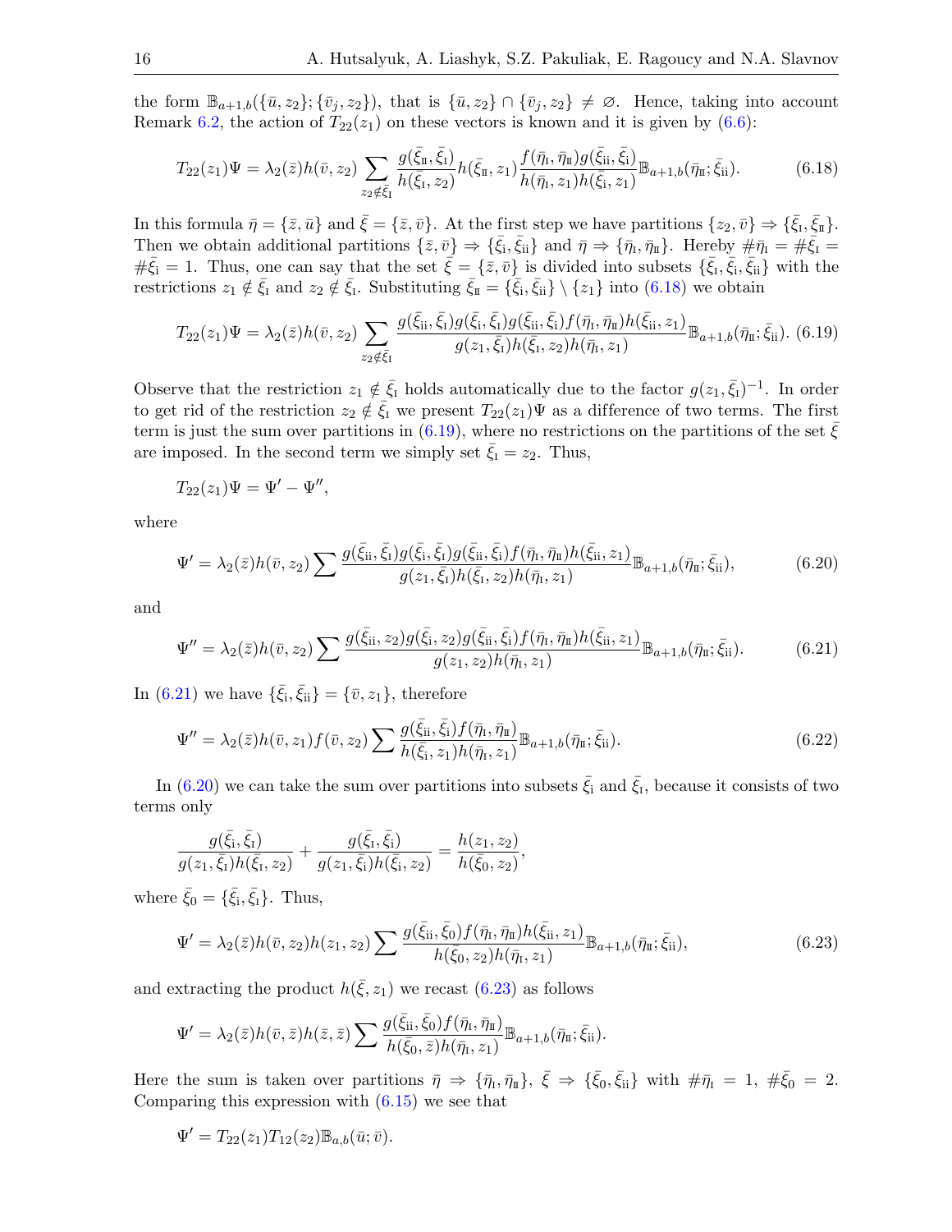the form $\mathbb{B}_{a+1,b}(\{\bar u, z_2\};\{\bar v_j, z_2\})$, that is $\{\bar u, z_2\}\cap\{\bar v_j, z_2\}\neq\varnothing$. Hence, taking into account Remark 6.2, the action of $T_{22}(z_1)$ on these vectors is known and it is given by (6.6):

$$T_{22}(z_1)\Psi = \lambda_2(\bar z)h(\bar v, z_2)\sum_{z_2\notin\bar\xi_{\rm I}}\frac{g(\bar\xi_{\rm II},\bar\xi_{\rm I})}{h(\bar\xi_{\rm I},z_2)}h(\bar\xi_{\rm II},z_1)\frac{f(\bar\eta_{\rm I},\bar\eta_{\rm II})g(\bar\xi_{\rm ii},\bar\xi_{\rm i})}{h(\bar\eta_{\rm I},z_1)h(\bar\xi_{\rm i},z_1)}\mathbb{B}_{a+1,b}(\bar\eta_{\rm II};\bar\xi_{\rm ii}). \tag{6.18}$$

In this formula $\bar\eta=\{\bar z,\bar u\}$ and $\bar\xi=\{\bar z,\bar v\}$. At the first step we have partitions $\{z_2,\bar v\}\Rightarrow\{\bar\xi_{\rm I},\bar\xi_{\rm II}\}$. Then we obtain additional partitions $\{\bar z,\bar v\}\Rightarrow\{\bar\xi_{\rm i},\bar\xi_{\rm ii}\}$ and $\bar\eta\Rightarrow\{\bar\eta_{\rm I},\bar\eta_{\rm II}\}$. Hereby $\#\bar\eta_{\rm I}=\#\bar\xi_{\rm I}=\#\bar\xi_{\rm i}=1$. Thus, one can say that the set $\bar\xi=\{\bar z,\bar v\}$ is divided into subsets $\{\bar\xi_{\rm I},\bar\xi_{\rm i},\bar\xi_{\rm ii}\}$ with the restrictions $z_1\notin\bar\xi_{\rm I}$ and $z_2\notin\bar\xi_{\rm I}$. Substituting $\bar\xi_{\rm II}=\{\bar\xi_{\rm i},\bar\xi_{\rm ii}\}\setminus\{z_1\}$ into (6.18) we obtain

$$T_{22}(z_1)\Psi = \lambda_2(\bar z)h(\bar v, z_2)\sum_{z_2\notin\bar\xi_{\rm I}}\frac{g(\bar\xi_{\rm ii},\bar\xi_{\rm I})g(\bar\xi_{\rm i},\bar\xi_{\rm I})g(\bar\xi_{\rm ii},\bar\xi_{\rm i})f(\bar\eta_{\rm I},\bar\eta_{\rm II})h(\bar\xi_{\rm ii},z_1)}{g(z_1,\bar\xi_{\rm I})h(\bar\xi_{\rm I},z_2)h(\bar\eta_{\rm I},z_1)}\mathbb{B}_{a+1,b}(\bar\eta_{\rm II};\bar\xi_{\rm ii}). \tag{6.19}$$

Observe that the restriction $z_1\notin\bar\xi_{\rm I}$ holds automatically due to the factor $g(z_1,\bar\xi_{\rm I})^{-1}$. In order to get rid of the restriction $z_2\notin\bar\xi_{\rm I}$ we present $T_{22}(z_1)\Psi$ as a difference of two terms. The first term is just the sum over partitions in (6.19), where no restrictions on the partitions of the set $\bar\xi$ are imposed. In the second term we simply set $\bar\xi_{\rm I}=z_2$. Thus,

$$T_{22}(z_1)\Psi=\Psi'-\Psi'',$$

where

$$\Psi' = \lambda_2(\bar z)h(\bar v, z_2)\sum\frac{g(\bar\xi_{\rm ii},\bar\xi_{\rm I})g(\bar\xi_{\rm i},\bar\xi_{\rm I})g(\bar\xi_{\rm ii},\bar\xi_{\rm i})f(\bar\eta_{\rm I},\bar\eta_{\rm II})h(\bar\xi_{\rm ii},z_1)}{g(z_1,\bar\xi_{\rm I})h(\bar\xi_{\rm I},z_2)h(\bar\eta_{\rm I},z_1)}\mathbb{B}_{a+1,b}(\bar\eta_{\rm II};\bar\xi_{\rm ii}), \tag{6.20}$$

and

$$\Psi'' = \lambda_2(\bar z)h(\bar v, z_2)\sum\frac{g(\bar\xi_{\rm ii},z_2)g(\bar\xi_{\rm i},z_2)g(\bar\xi_{\rm ii},\bar\xi_{\rm i})f(\bar\eta_{\rm I},\bar\eta_{\rm II})h(\bar\xi_{\rm ii},z_1)}{g(z_1,z_2)h(\bar\eta_{\rm I},z_1)}\mathbb{B}_{a+1,b}(\bar\eta_{\rm II};\bar\xi_{\rm ii}). \tag{6.21}$$

In (6.21) we have $\{\bar\xi_{\rm i},\bar\xi_{\rm ii}\}=\{\bar v,z_1\}$, therefore

$$\Psi'' = \lambda_2(\bar z)h(\bar v, z_1)f(\bar v,z_2)\sum\frac{g(\bar\xi_{\rm ii},\bar\xi_{\rm i})f(\bar\eta_{\rm I},\bar\eta_{\rm II})}{h(\bar\xi_{\rm i},z_1)h(\bar\eta_{\rm I},z_1)}\mathbb{B}_{a+1,b}(\bar\eta_{\rm II};\bar\xi_{\rm ii}). \tag{6.22}$$

In (6.20) we can take the sum over partitions into subsets $\bar\xi_{\rm i}$ and $\bar\xi_{\rm I}$, because it consists of two terms only

$$\frac{g(\bar\xi_{\rm i},\bar\xi_{\rm I})}{g(z_1,\bar\xi_{\rm I})h(\bar\xi_{\rm I},z_2)}+\frac{g(\bar\xi_{\rm I},\bar\xi_{\rm i})}{g(z_1,\bar\xi_{\rm i})h(\bar\xi_{\rm i},z_2)}=\frac{h(z_1,z_2)}{h(\bar\xi_0,z_2)},$$

where $\bar\xi_0=\{\bar\xi_{\rm i},\bar\xi_{\rm I}\}$. Thus,

$$\Psi' = \lambda_2(\bar z)h(\bar v, z_2)h(z_1,z_2)\sum\frac{g(\bar\xi_{\rm ii},\bar\xi_0)f(\bar\eta_{\rm I},\bar\eta_{\rm II})h(\bar\xi_{\rm ii},z_1)}{h(\bar\xi_0,z_2)h(\bar\eta_{\rm I},z_1)}\mathbb{B}_{a+1,b}(\bar\eta_{\rm II};\bar\xi_{\rm ii}), \tag{6.23}$$

and extracting the product $h(\bar\xi,z_1)$ we recast (6.23) as follows

$$\Psi' = \lambda_2(\bar z)h(\bar v, \bar z)h(\bar z,\bar z)\sum\frac{g(\bar\xi_{\rm ii},\bar\xi_0)f(\bar\eta_{\rm I},\bar\eta_{\rm II})}{h(\bar\xi_0,\bar z)h(\bar\eta_{\rm I},z_1)}\mathbb{B}_{a+1,b}(\bar\eta_{\rm II};\bar\xi_{\rm ii}).$$

Here the sum is taken over partitions $\bar\eta\Rightarrow\{\bar\eta_{\rm I},\bar\eta_{\rm II}\}$, $\bar\xi\Rightarrow\{\bar\xi_0,\bar\xi_{\rm ii}\}$ with $\#\bar\eta_{\rm I}=1$, $\#\bar\xi_0=2$. Comparing this expression with (6.15) we see that

$$\Psi'=T_{22}(z_1)T_{12}(z_2)\mathbb{B}_{a,b}(\bar u;\bar v).$$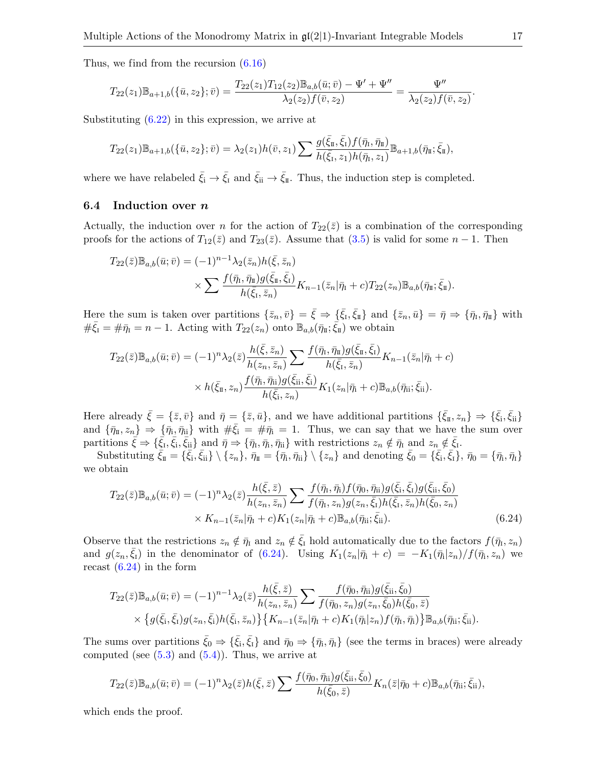Thus, we find from the recursion (6.16)

$$T_{22}(z_1)\mathbb{B}_{a+1,b}(\{\bar{u},z_2\};\bar{v}) = \frac{T_{22}(z_1)T_{12}(z_2)\mathbb{B}_{a,b}(\bar{u};\bar{v}) - \Psi' + \Psi''}{\lambda_2(z_2)f(\bar{v},z_2)} = \frac{\Psi''}{\lambda_2(z_2)f(\bar{v},z_2)}.$$

Substituting (6.22) in this expression, we arrive at

$$T_{22}(z_1)\mathbb{B}_{a+1,b}(\{\bar{u},z_2\};\bar{v}) = \lambda_2(z_1)h(\bar{v},z_1)\sum \frac{g(\bar{\xi}_{\rm II},\bar{\xi}_{\rm I})f(\bar{\eta}_{\rm I},\bar{\eta}_{\rm II})}{h(\bar{\xi}_{\rm I},z_1)h(\bar{\eta}_{\rm I},z_1)}\mathbb{B}_{a+1,b}(\bar{\eta}_{\rm II};\bar{\xi}_{\rm II}),$$

where we have relabeled $\bar{\xi}_{\rm i} \to \bar{\xi}_{\rm I}$ and $\bar{\xi}_{\rm ii} \to \bar{\xi}_{\rm II}$. Thus, the induction step is completed.

## 6.4 Induction over $n$

Actually, the induction over $n$ for the action of $T_{22}(\bar{z})$ is a combination of the corresponding proofs for the actions of $T_{12}(\bar{z})$ and $T_{23}(\bar{z})$. Assume that (3.5) is valid for some $n-1$. Then

$$T_{22}(\bar{z})\mathbb{B}_{a,b}(\bar{u};\bar{v}) = (-1)^{n-1}\lambda_2(\bar{z}_n)h(\bar{\xi},\bar{z}_n) \\ \times \sum \frac{f(\bar{\eta}_{\rm I},\bar{\eta}_{\rm II})g(\bar{\xi}_{\rm II},\bar{\xi}_{\rm I})}{h(\bar{\xi}_{\rm I},\bar{z}_n)}K_{n-1}(\bar{z}_n|\bar{\eta}_{\rm I}+c)T_{22}(z_n)\mathbb{B}_{a,b}(\bar{\eta}_{\rm II};\bar{\xi}_{\rm II}).$$

Here the sum is taken over partitions $\{\bar{z}_n,\bar{v}\} = \bar{\xi} \Rightarrow \{\bar{\xi}_{\rm I},\bar{\xi}_{\rm II}\}$ and $\{\bar{z}_n,\bar{u}\} = \bar{\eta} \Rightarrow \{\bar{\eta}_{\rm I},\bar{\eta}_{\rm II}\}$ with $\#\bar{\xi}_{\rm I} = \#\bar{\eta}_{\rm I} = n-1$. Acting with $T_{22}(z_n)$ onto $\mathbb{B}_{a,b}(\bar{\eta}_{\rm II};\bar{\xi}_{\rm II})$ we obtain

$$T_{22}(\bar{z})\mathbb{B}_{a,b}(\bar{u};\bar{v}) = (-1)^{n}\lambda_2(\bar{z})\frac{h(\bar{\xi},\bar{z}_n)}{h(z_n,\bar{z}_n)}\sum \frac{f(\bar{\eta}_{\rm I},\bar{\eta}_{\rm II})g(\bar{\xi}_{\rm II},\bar{\xi}_{\rm I})}{h(\bar{\xi}_{\rm I},\bar{z}_n)}K_{n-1}(\bar{z}_n|\bar{\eta}_{\rm I}+c) \\ \times h(\bar{\xi}_{\rm II},z_n)\frac{f(\bar{\eta}_{\rm i},\bar{\eta}_{\rm ii})g(\bar{\xi}_{\rm ii},\bar{\xi}_{\rm i})}{h(\bar{\xi}_{\rm i},z_n)}K_1(z_n|\bar{\eta}_{\rm i}+c)\mathbb{B}_{a,b}(\bar{\eta}_{\rm ii};\bar{\xi}_{\rm ii}).$$

Here already $\bar{\xi} = \{\bar{z},\bar{v}\}$ and $\bar{\eta} = \{\bar{z},\bar{u}\}$, and we have additional partitions $\{\bar{\xi}_{\rm II},z_n\} \Rightarrow \{\bar{\xi}_{\rm i},\bar{\xi}_{\rm ii}\}$ and $\{\bar{\eta}_{\rm II},z_n\} \Rightarrow \{\bar{\eta}_{\rm i},\bar{\eta}_{\rm ii}\}$ with $\#\bar{\xi}_{\rm i} = \#\bar{\eta}_{\rm i} = 1$. Thus, we can say that we have the sum over partitions $\bar{\xi} \Rightarrow \{\bar{\xi}_{\rm I},\bar{\xi}_{\rm i},\bar{\xi}_{\rm ii}\}$ and $\bar{\eta} \Rightarrow \{\bar{\eta}_{\rm I},\bar{\eta}_{\rm i},\bar{\eta}_{\rm ii}\}$ with restrictions $z_n \notin \bar{\eta}_{\rm I}$ and $z_n \notin \bar{\xi}_{\rm I}$.

Substituting $\bar{\xi}_{\rm II} = \{\bar{\xi}_{\rm i},\bar{\xi}_{\rm ii}\}\setminus\{z_n\}$, $\bar{\eta}_{\rm II} = \{\bar{\eta}_{\rm i},\bar{\eta}_{\rm ii}\}\setminus\{z_n\}$ and denoting $\bar{\xi}_0 = \{\bar{\xi}_{\rm i},\bar{\xi}_{\rm I}\}$, $\bar{\eta}_0 = \{\bar{\eta}_{\rm i},\bar{\eta}_{\rm I}\}$ we obtain

$$T_{22}(\bar{z})\mathbb{B}_{a,b}(\bar{u};\bar{v}) = (-1)^{n}\lambda_2(\bar{z})\frac{h(\bar{\xi},\bar{z})}{h(z_n,\bar{z}_n)}\sum \frac{f(\bar{\eta}_{\rm I},\bar{\eta}_{\rm i})f(\bar{\eta}_0,\bar{\eta}_{\rm ii})g(\bar{\xi}_{\rm i},\bar{\xi}_{\rm I})g(\bar{\xi}_{\rm ii},\bar{\xi}_0)}{f(\bar{\eta}_{\rm I},z_n)g(z_n,\bar{\xi}_{\rm I})h(\bar{\xi}_{\rm I},\bar{z}_n)h(\bar{\xi}_0,z_n)} \\ \times K_{n-1}(\bar{z}_n|\bar{\eta}_{\rm I}+c)K_1(z_n|\bar{\eta}_{\rm i}+c)\mathbb{B}_{a,b}(\bar{\eta}_{\rm ii};\bar{\xi}_{\rm ii}). \tag{6.24}$$

Observe that the restrictions $z_n \notin \bar{\eta}_{\rm I}$ and $z_n \notin \bar{\xi}_{\rm I}$ hold automatically due to the factors $f(\bar{\eta}_{\rm I},z_n)$ and $g(z_n,\bar{\xi}_{\rm I})$ in the denominator of (6.24). Using $K_1(z_n|\bar{\eta}_{\rm i}+c) = -K_1(\bar{\eta}_{\rm i}|z_n)/f(\bar{\eta}_{\rm i},z_n)$ we recast (6.24) in the form

$$T_{22}(\bar{z})\mathbb{B}_{a,b}(\bar{u};\bar{v}) = (-1)^{n-1}\lambda_2(\bar{z})\frac{h(\bar{\xi},\bar{z})}{h(z_n,\bar{z}_n)}\sum \frac{f(\bar{\eta}_0,\bar{\eta}_{\rm ii})g(\bar{\xi}_{\rm ii},\bar{\xi}_0)}{f(\bar{\eta}_0,z_n)g(z_n,\bar{\xi}_0)h(\bar{\xi}_0,\bar{z})} \\ \times \big\{g(\bar{\xi}_{\rm i},\bar{\xi}_{\rm I})g(z_n,\bar{\xi}_{\rm i})h(\bar{\xi}_{\rm i},\bar{z}_n)\big\}\big\{K_{n-1}(\bar{z}_n|\bar{\eta}_{\rm I}+c)K_1(\bar{\eta}_{\rm i}|z_n)f(\bar{\eta}_{\rm I},\bar{\eta}_{\rm i})\big\}\mathbb{B}_{a,b}(\bar{\eta}_{\rm ii};\bar{\xi}_{\rm ii}).$$

The sums over partitions $\bar{\xi}_0 \Rightarrow \{\bar{\xi}_{\rm i},\bar{\xi}_{\rm I}\}$ and $\bar{\eta}_0 \Rightarrow \{\bar{\eta}_{\rm i},\bar{\eta}_{\rm I}\}$ (see the terms in braces) were already computed (see (5.3) and (5.4)). Thus, we arrive at

$$T_{22}(\bar{z})\mathbb{B}_{a,b}(\bar{u};\bar{v}) = (-1)^{n}\lambda_2(\bar{z})h(\bar{\xi},\bar{z})\sum \frac{f(\bar{\eta}_0,\bar{\eta}_{\rm ii})g(\bar{\xi}_{\rm ii},\bar{\xi}_0)}{h(\bar{\xi}_0,\bar{z})}K_n(\bar{z}|\bar{\eta}_0+c)\mathbb{B}_{a,b}(\bar{\eta}_{\rm ii};\bar{\xi}_{\rm ii}),$$

which ends the proof.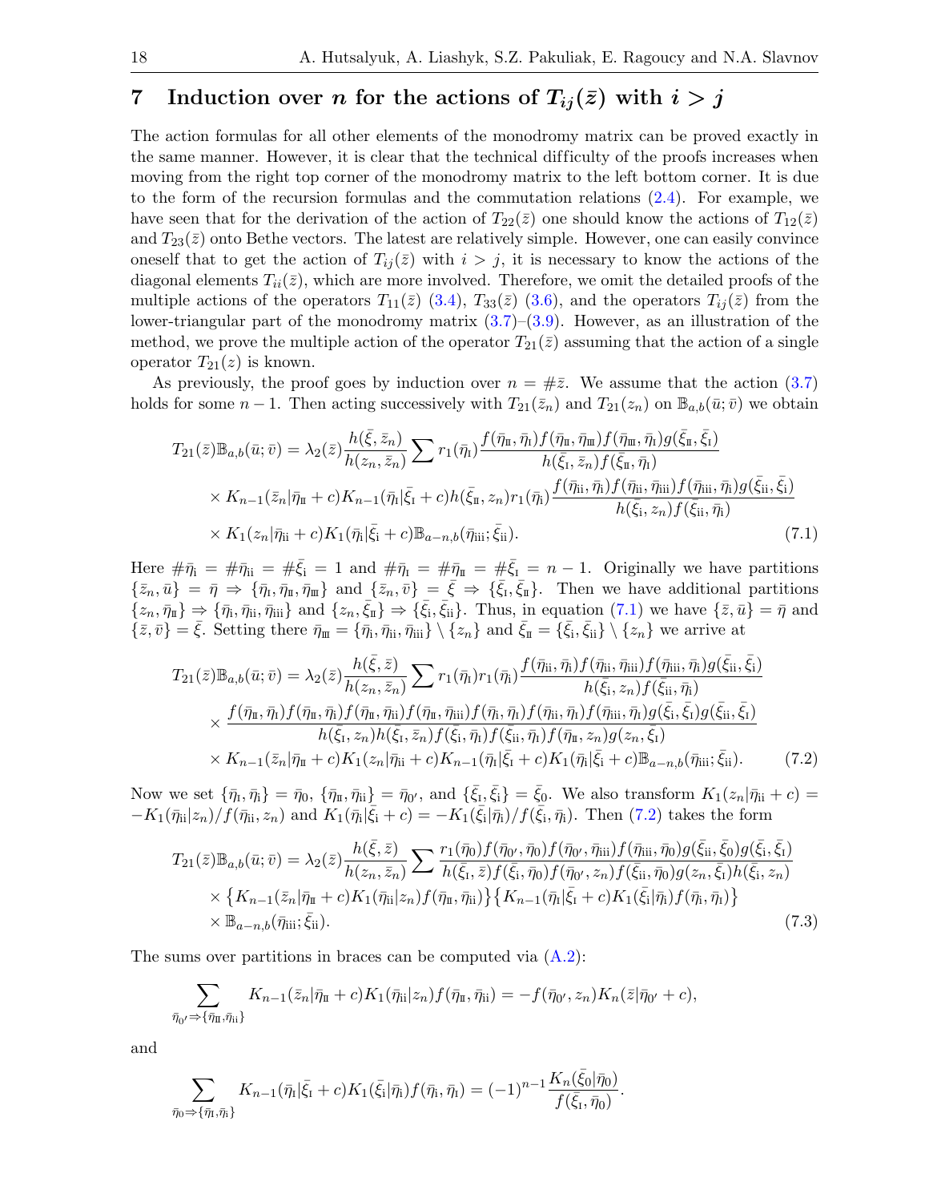## 7 Induction over $n$ for the actions of $T_{ij}(\bar z)$ with $i > j$

The action formulas for all other elements of the monodromy matrix can be proved exactly in the same manner. However, it is clear that the technical difficulty of the proofs increases when moving from the right top corner of the monodromy matrix to the left bottom corner. It is due to the form of the recursion formulas and the commutation relations (2.4). For example, we have seen that for the derivation of the action of $T_{22}(\bar z)$ one should know the actions of $T_{12}(\bar z)$ and $T_{23}(\bar z)$ onto Bethe vectors. The latest are relatively simple. However, one can easily convince oneself that to get the action of $T_{ij}(\bar z)$ with $i > j$, it is necessary to know the actions of the diagonal elements $T_{ii}(\bar z)$, which are more involved. Therefore, we omit the detailed proofs of the multiple actions of the operators $T_{11}(\bar z)$ (3.4), $T_{33}(\bar z)$ (3.6), and the operators $T_{ij}(\bar z)$ from the lower-triangular part of the monodromy matrix (3.7)–(3.9). However, as an illustration of the method, we prove the multiple action of the operator $T_{21}(\bar z)$ assuming that the action of a single operator $T_{21}(z)$ is known.

As previously, the proof goes by induction over $n = \#\bar z$. We assume that the action (3.7) holds for some $n-1$. Then acting successively with $T_{21}(\bar z_n)$ and $T_{21}(z_n)$ on $\mathbb{B}_{a,b}(\bar u;\bar v)$ we obtain

$$
\begin{aligned}
T_{21}(\bar z)\mathbb{B}_{a,b}(\bar u;\bar v) &= \lambda_2(\bar z)\frac{h(\bar\xi,\bar z_n)}{h(z_n,\bar z_n)}\sum r_1(\bar\eta_{\rm I})\frac{f(\bar\eta_{\rm II},\bar\eta_{\rm I})f(\bar\eta_{\rm II},\bar\eta_{\rm III})f(\bar\eta_{\rm III},\bar\eta_{\rm I})g(\bar\xi_{\rm II},\bar\xi_{\rm I})}{h(\bar\xi_{\rm I},\bar z_n)f(\bar\xi_{\rm II},\bar\eta_{\rm I})}\\
&\times K_{n-1}(\bar z_n|\bar\eta_{\rm II}+c)K_{n-1}(\bar\eta_{\rm I}|\bar\xi_{\rm I}+c)h(\bar\xi_{\rm II},z_n)r_1(\bar\eta_{\rm i})\frac{f(\bar\eta_{\rm ii},\bar\eta_{\rm i})f(\bar\eta_{\rm ii},\bar\eta_{\rm iii})f(\bar\eta_{\rm iii},\bar\eta_{\rm i})g(\bar\xi_{\rm ii},\bar\xi_{\rm i})}{h(\bar\xi_{\rm i},z_n)f(\bar\xi_{\rm ii},\bar\eta_{\rm i})}\\
&\times K_1(z_n|\bar\eta_{\rm ii}+c)K_1(\bar\eta_{\rm i}|\bar\xi_{\rm i}+c)\mathbb{B}_{a-n,b}(\bar\eta_{\rm iii};\bar\xi_{\rm ii}).
\end{aligned}
\tag{7.1}
$$

Here $\#\bar\eta_{\rm i} = \#\bar\eta_{\rm ii} = \#\bar\xi_{\rm i} = 1$ and $\#\bar\eta_{\rm I} = \#\bar\eta_{\rm II} = \#\bar\xi_{\rm I} = n-1$. Originally we have partitions $\{\bar z_n,\bar u\} = \bar\eta \Rightarrow \{\bar\eta_{\rm I},\bar\eta_{\rm II},\bar\eta_{\rm III}\}$ and $\{\bar z_n,\bar v\} = \bar\xi \Rightarrow \{\bar\xi_{\rm I},\bar\xi_{\rm II}\}$. Then we have additional partitions $\{z_n,\bar\eta_{\rm III}\} \Rightarrow \{\bar\eta_{\rm i},\bar\eta_{\rm ii},\bar\eta_{\rm iii}\}$ and $\{z_n,\bar\xi_{\rm II}\} \Rightarrow \{\bar\xi_{\rm i},\bar\xi_{\rm ii}\}$. Thus, in equation (7.1) we have $\{\bar z,\bar u\} = \bar\eta$ and $\{\bar z,\bar v\} = \bar\xi$. Setting there $\bar\eta_{\rm III} = \{\bar\eta_{\rm i},\bar\eta_{\rm ii},\bar\eta_{\rm iii}\}\setminus\{z_n\}$ and $\bar\xi_{\rm II} = \{\bar\xi_{\rm i},\bar\xi_{\rm ii}\}\setminus\{z_n\}$ we arrive at

$$
\begin{aligned}
T_{21}(\bar z)\mathbb{B}_{a,b}(\bar u;\bar v) &= \lambda_2(\bar z)\frac{h(\bar\xi,\bar z)}{h(z_n,\bar z_n)}\sum r_1(\bar\eta_{\rm I})r_1(\bar\eta_{\rm i})\frac{f(\bar\eta_{\rm ii},\bar\eta_{\rm i})f(\bar\eta_{\rm ii},\bar\eta_{\rm iii})f(\bar\eta_{\rm iii},\bar\eta_{\rm i})g(\bar\xi_{\rm ii},\bar\xi_{\rm i})}{h(\bar\xi_{\rm i},z_n)f(\bar\xi_{\rm ii},\bar\eta_{\rm i})}\\
&\times\frac{f(\bar\eta_{\rm II},\bar\eta_{\rm I})f(\bar\eta_{\rm II},\bar\eta_{\rm i})f(\bar\eta_{\rm II},\bar\eta_{\rm ii})f(\bar\eta_{\rm II},\bar\eta_{\rm iii})f(\bar\eta_{\rm i},\bar\eta_{\rm I})f(\bar\eta_{\rm ii},\bar\eta_{\rm I})f(\bar\eta_{\rm iii},\bar\eta_{\rm I})g(\bar\xi_{\rm i},\bar\xi_{\rm I})g(\bar\xi_{\rm ii},\bar\xi_{\rm I})}{h(\bar\xi_{\rm I},z_n)h(\bar\xi_{\rm I},\bar z_n)f(\bar\xi_{\rm i},\bar\eta_{\rm I})f(\bar\xi_{\rm ii},\bar\eta_{\rm I})f(\bar\eta_{\rm II},z_n)g(z_n,\bar\xi_{\rm I})}\\
&\times K_{n-1}(\bar z_n|\bar\eta_{\rm II}+c)K_1(z_n|\bar\eta_{\rm ii}+c)K_{n-1}(\bar\eta_{\rm I}|\bar\xi_{\rm I}+c)K_1(\bar\eta_{\rm i}|\bar\xi_{\rm i}+c)\mathbb{B}_{a-n,b}(\bar\eta_{\rm iii};\bar\xi_{\rm ii}).
\end{aligned}
\tag{7.2}
$$

Now we set $\{\bar\eta_{\rm I},\bar\eta_{\rm i}\} = \bar\eta_0$, $\{\bar\eta_{\rm II},\bar\eta_{\rm ii}\} = \bar\eta_{0'}$, and $\{\bar\xi_{\rm I},\bar\xi_{\rm i}\} = \bar\xi_0$. We also transform $K_1(z_n|\bar\eta_{\rm ii}+c) = -K_1(\bar\eta_{\rm ii}|z_n)/f(\bar\eta_{\rm ii},z_n)$ and $K_1(\bar\eta_{\rm i}|\bar\xi_{\rm i}+c) = -K_1(\bar\xi_{\rm i}|\bar\eta_{\rm i})/f(\bar\xi_{\rm i},\bar\eta_{\rm i})$. Then (7.2) takes the form

$$
\begin{aligned}
T_{21}(\bar z)\mathbb{B}_{a,b}(\bar u;\bar v) &= \lambda_2(\bar z)\frac{h(\bar\xi,\bar z)}{h(z_n,\bar z_n)}\sum\frac{r_1(\bar\eta_0)f(\bar\eta_{0'},\bar\eta_0)f(\bar\eta_{0'},\bar\eta_{\rm iii})f(\bar\eta_{\rm iii},\bar\eta_0)g(\bar\xi_{\rm ii},\bar\xi_0)g(\bar\xi_{\rm i},\bar\xi_{\rm I})}{h(\bar\xi_{\rm I},\bar z)f(\bar\xi_{\rm i},\bar\eta_0)f(\bar\eta_{0'},z_n)f(\bar\xi_{\rm ii},\bar\eta_0)g(z_n,\bar\xi_{\rm I})h(\bar\xi_{\rm i},z_n)}\\
&\times\big\{K_{n-1}(\bar z_n|\bar\eta_{\rm II}+c)K_1(\bar\eta_{\rm ii}|z_n)f(\bar\eta_{\rm II},\bar\eta_{\rm ii})\big\}\big\{K_{n-1}(\bar\eta_{\rm I}|\bar\xi_{\rm I}+c)K_1(\bar\xi_{\rm i}|\bar\eta_{\rm i})f(\bar\eta_{\rm i},\bar\eta_{\rm I})\big\}\\
&\times\mathbb{B}_{a-n,b}(\bar\eta_{\rm iii};\bar\xi_{\rm ii}).
\end{aligned}
\tag{7.3}
$$

The sums over partitions in braces can be computed via (A.2):

$$
\sum_{\bar\eta_{0'}\Rightarrow\{\bar\eta_{\rm II},\bar\eta_{\rm ii}\}} K_{n-1}(\bar z_n|\bar\eta_{\rm II}+c)K_1(\bar\eta_{\rm ii}|z_n)f(\bar\eta_{\rm II},\bar\eta_{\rm ii}) = -f(\bar\eta_{0'},z_n)K_n(\bar z|\bar\eta_{0'}+c),
$$

and

$$
\sum_{\bar\eta_0\Rightarrow\{\bar\eta_{\rm I},\bar\eta_{\rm i}\}} K_{n-1}(\bar\eta_{\rm I}|\bar\xi_{\rm I}+c)K_1(\bar\xi_{\rm i}|\bar\eta_{\rm i})f(\bar\eta_{\rm i},\bar\eta_{\rm I}) = (-1)^{n-1}\frac{K_n(\bar\xi_0|\bar\eta_0)}{f(\bar\xi_{\rm I},\bar\eta_0)}.
$$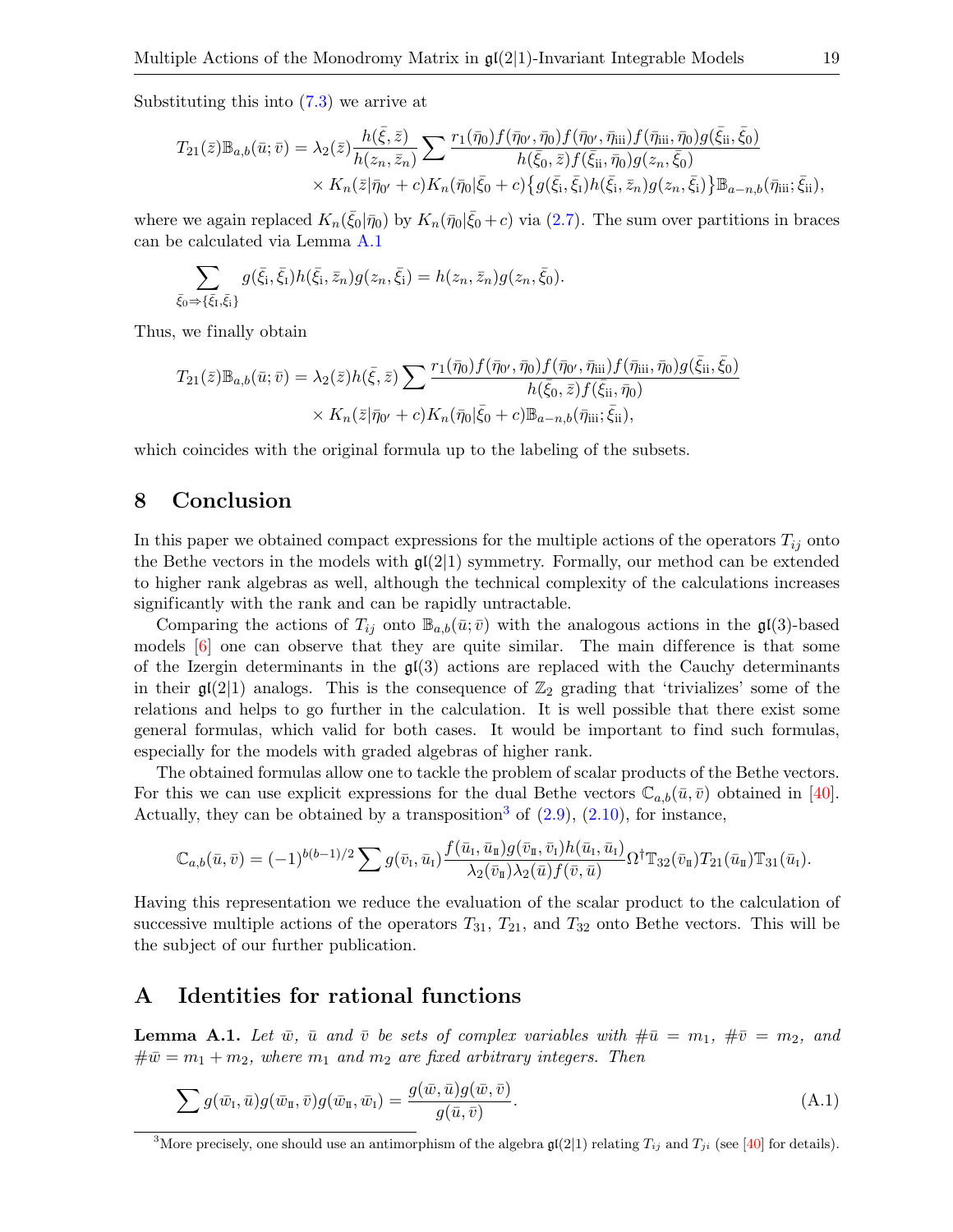Substituting this into (7.3) we arrive at

$$
\begin{aligned}
T_{21}(\bar{z})\mathbb{B}_{a,b}(\bar{u};\bar{v}) = \lambda_2(\bar{z})\frac{h(\bar{\xi},\bar{z})}{h(z_n,\bar{z}_n)}\sum \frac{r_1(\bar{\eta}_0)f(\bar{\eta}_{0'},\bar{\eta}_0)f(\bar{\eta}_{0'},\bar{\eta}_{\rm iii})f(\bar{\eta}_{\rm iii},\bar{\eta}_0)g(\bar{\xi}_{\rm ii},\bar{\xi}_0)}{h(\bar{\xi}_0,\bar{z})f(\bar{\xi}_{\rm ii},\bar{\eta}_0)g(z_n,\bar{\xi}_0)}\\
\times K_n(\bar{z}|\bar{\eta}_{0'}+c)K_n(\bar{\eta}_0|\bar{\xi}_0+c)\big\{g(\bar{\xi}_{\rm i},\bar{\xi}_{\rm I})h(\bar{\xi}_{\rm i},\bar{z}_n)g(z_n,\bar{\xi}_{\rm i})\big\}\mathbb{B}_{a-n,b}(\bar{\eta}_{\rm iii};\bar{\xi}_{\rm ii}),
\end{aligned}
$$

where we again replaced $K_n(\bar{\xi}_0|\bar{\eta}_0)$ by $K_n(\bar{\eta}_0|\bar{\xi}_0+c)$ via (2.7). The sum over partitions in braces can be calculated via Lemma A.1

$$
\sum_{\bar{\xi}_0\Rightarrow\{\bar{\xi}_{\rm I},\bar{\xi}_{\rm i}\}} g(\bar{\xi}_{\rm i},\bar{\xi}_{\rm I})h(\bar{\xi}_{\rm i},\bar{z}_n)g(z_n,\bar{\xi}_{\rm i}) = h(z_n,\bar{z}_n)g(z_n,\bar{\xi}_0).
$$

Thus, we finally obtain

$$
\begin{aligned}
T_{21}(\bar{z})\mathbb{B}_{a,b}(\bar{u};\bar{v}) = \lambda_2(\bar{z})h(\bar{\xi},\bar{z})\sum \frac{r_1(\bar{\eta}_0)f(\bar{\eta}_{0'},\bar{\eta}_0)f(\bar{\eta}_{0'},\bar{\eta}_{\rm iii})f(\bar{\eta}_{\rm iii},\bar{\eta}_0)g(\bar{\xi}_{\rm ii},\bar{\xi}_0)}{h(\bar{\xi}_0,\bar{z})f(\bar{\xi}_{\rm ii},\bar{\eta}_0)}\\
\times K_n(\bar{z}|\bar{\eta}_{0'}+c)K_n(\bar{\eta}_0|\bar{\xi}_0+c)\mathbb{B}_{a-n,b}(\bar{\eta}_{\rm iii};\bar{\xi}_{\rm ii}),
\end{aligned}
$$

which coincides with the original formula up to the labeling of the subsets.

## 8 Conclusion

In this paper we obtained compact expressions for the multiple actions of the operators $T_{ij}$ onto the Bethe vectors in the models with $\mathfrak{gl}(2|1)$ symmetry. Formally, our method can be extended to higher rank algebras as well, although the technical complexity of the calculations increases significantly with the rank and can be rapidly untractable.

Comparing the actions of $T_{ij}$ onto $\mathbb{B}_{a,b}(\bar{u};\bar{v})$ with the analogous actions in the $\mathfrak{gl}(3)$-based models [6] one can observe that they are quite similar. The main difference is that some of the Izergin determinants in the $\mathfrak{gl}(3)$ actions are replaced with the Cauchy determinants in their $\mathfrak{gl}(2|1)$ analogs. This is the consequence of $\mathbb{Z}_2$ grading that 'trivializes' some of the relations and helps to go further in the calculation. It is well possible that there exist some general formulas, which valid for both cases. It would be important to find such formulas, especially for the models with graded algebras of higher rank.

The obtained formulas allow one to tackle the problem of scalar products of the Bethe vectors. For this we can use explicit expressions for the dual Bethe vectors $\mathbb{C}_{a,b}(\bar{u},\bar{v})$ obtained in [40]. Actually, they can be obtained by a transposition[3] of (2.9), (2.10), for instance,

$$
\mathbb{C}_{a,b}(\bar{u},\bar{v}) = (-1)^{b(b-1)/2}\sum g(\bar{v}_{\rm I},\bar{u}_{\rm I})\frac{f(\bar{u}_{\rm I},\bar{u}_{\rm II})g(\bar{v}_{\rm II},\bar{v}_{\rm I})h(\bar{u}_{\rm I},\bar{u}_{\rm I})}{\lambda_2(\bar{v}_{\rm II})\lambda_2(\bar{u})f(\bar{v},\bar{u})}\Omega^{\dagger}\mathbb{T}_{32}(\bar{v}_{\rm II})T_{21}(\bar{u}_{\rm II})\mathbb{T}_{31}(\bar{u}_{\rm I}).
$$

Having this representation we reduce the evaluation of the scalar product to the calculation of successive multiple actions of the operators $T_{31}$, $T_{21}$, and $T_{32}$ onto Bethe vectors. This will be the subject of our further publication.

## A Identities for rational functions

**Lemma A.1.** *Let $\bar{w}$, $\bar{u}$ and $\bar{v}$ be sets of complex variables with $\#\bar{u} = m_1$, $\#\bar{v} = m_2$, and $\#\bar{w} = m_1 + m_2$, where $m_1$ and $m_2$ are fixed arbitrary integers. Then*

$$
\sum g(\bar{w}_{\rm I},\bar{u})g(\bar{w}_{\rm II},\bar{v})g(\bar{w}_{\rm II},\bar{w}_{\rm I}) = \frac{g(\bar{w},\bar{u})g(\bar{w},\bar{v})}{g(\bar{u},\bar{v})}. \tag{A.1}
$$

[3] More precisely, one should use an antimorphism of the algebra $\mathfrak{gl}(2|1)$ relating $T_{ij}$ and $T_{ji}$ (see [40] for details).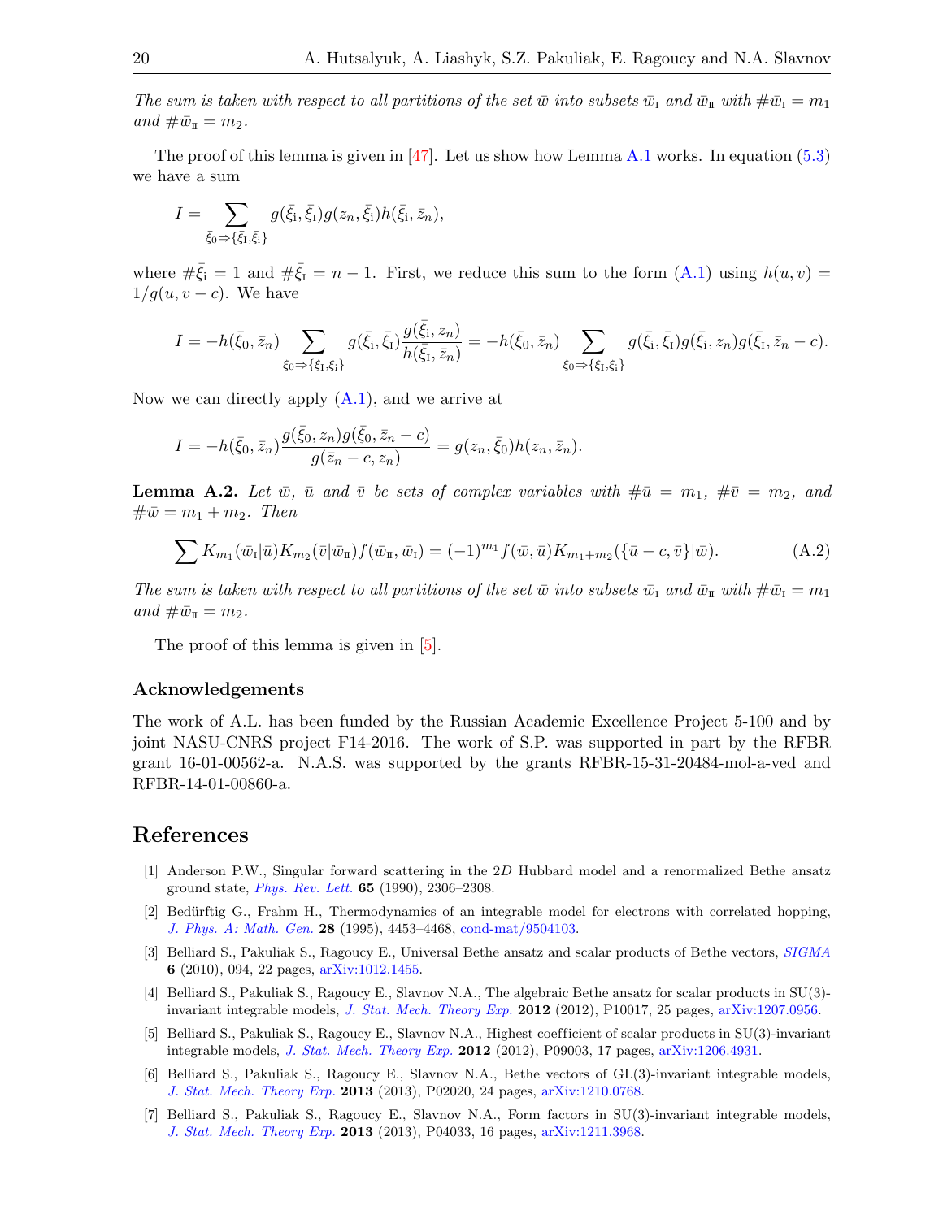*The sum is taken with respect to all partitions of the set $\bar{w}$ into subsets $\bar{w}_{\rm I}$ and $\bar{w}_{\rm II}$ with $\#\bar{w}_{\rm I} = m_1$ and $\#\bar{w}_{\rm II} = m_2$.*

The proof of this lemma is given in [47]. Let us show how Lemma A.1 works. In equation (5.3) we have a sum

$$I = \sum_{\bar{\xi}_0 \Rightarrow \{\bar{\xi}_{\rm I}, \bar{\xi}_{\rm i}\}} g(\bar{\xi}_{\rm i}, \bar{\xi}_{\rm I}) g(z_n, \bar{\xi}_{\rm i}) h(\bar{\xi}_{\rm i}, \bar{z}_n),$$

where $\#\bar{\xi}_{\rm i} = 1$ and $\#\bar{\xi}_{\rm I} = n-1$. First, we reduce this sum to the form (A.1) using $h(u,v) = 1/g(u, v-c)$. We have

$$I = -h(\bar{\xi}_0, \bar{z}_n) \sum_{\bar{\xi}_0 \Rightarrow \{\bar{\xi}_{\rm I}, \bar{\xi}_{\rm i}\}} g(\bar{\xi}_{\rm i}, \bar{\xi}_{\rm I}) \frac{g(\bar{\xi}_{\rm i}, z_n)}{h(\bar{\xi}_{\rm I}, \bar{z}_n)} = -h(\bar{\xi}_0, \bar{z}_n) \sum_{\bar{\xi}_0 \Rightarrow \{\bar{\xi}_{\rm I}, \bar{\xi}_{\rm i}\}} g(\bar{\xi}_{\rm i}, \bar{\xi}_{\rm I}) g(\bar{\xi}_{\rm i}, z_n) g(\bar{\xi}_{\rm I}, \bar{z}_n - c).$$

Now we can directly apply (A.1), and we arrive at

$$I = -h(\bar{\xi}_0, \bar{z}_n) \frac{g(\bar{\xi}_0, z_n) g(\bar{\xi}_0, \bar{z}_n - c)}{g(\bar{z}_n - c, z_n)} = g(z_n, \bar{\xi}_0) h(z_n, \bar{z}_n).$$

**Lemma A.2.** *Let $\bar{w}$, $\bar{u}$ and $\bar{v}$ be sets of complex variables with $\#\bar{u} = m_1$, $\#\bar{v} = m_2$, and $\#\bar{w} = m_1 + m_2$. Then*

$$\sum K_{m_1}(\bar{w}_{\rm I}|\bar{u}) K_{m_2}(\bar{v}|\bar{w}_{\rm II}) f(\bar{w}_{\rm II}, \bar{w}_{\rm I}) = (-1)^{m_1} f(\bar{w}, \bar{u}) K_{m_1+m_2}(\{\bar{u} - c, \bar{v}\}|\bar{w}). \tag{A.2}$$

*The sum is taken with respect to all partitions of the set $\bar{w}$ into subsets $\bar{w}_{\rm I}$ and $\bar{w}_{\rm II}$ with $\#\bar{w}_{\rm I} = m_1$ and $\#\bar{w}_{\rm II} = m_2$.*

The proof of this lemma is given in [5].

### Acknowledgements

The work of A.L. has been funded by the Russian Academic Excellence Project 5-100 and by joint NASU-CNRS project F14-2016. The work of S.P. was supported in part by the RFBR grant 16-01-00562-a. N.A.S. was supported by the grants RFBR-15-31-20484-mol-a-ved and RFBR-14-01-00860-a.

## References

[1] Anderson P.W., Singular forward scattering in the 2*D* Hubbard model and a renormalized Bethe ansatz ground state, *Phys. Rev. Lett.* **65** (1990), 2306–2308.

[2] Bedürftig G., Frahm H., Thermodynamics of an integrable model for electrons with correlated hopping, *J. Phys. A: Math. Gen.* **28** (1995), 4453–4468, cond-mat/9504103.

[3] Belliard S., Pakuliak S., Ragoucy E., Universal Bethe ansatz and scalar products of Bethe vectors, *SIGMA* **6** (2010), 094, 22 pages, arXiv:1012.1455.

[4] Belliard S., Pakuliak S., Ragoucy E., Slavnov N.A., The algebraic Bethe ansatz for scalar products in SU(3)-invariant integrable models, *J. Stat. Mech. Theory Exp.* **2012** (2012), P10017, 25 pages, arXiv:1207.0956.

[5] Belliard S., Pakuliak S., Ragoucy E., Slavnov N.A., Highest coefficient of scalar products in SU(3)-invariant integrable models, *J. Stat. Mech. Theory Exp.* **2012** (2012), P09003, 17 pages, arXiv:1206.4931.

[6] Belliard S., Pakuliak S., Ragoucy E., Slavnov N.A., Bethe vectors of GL(3)-invariant integrable models, *J. Stat. Mech. Theory Exp.* **2013** (2013), P02020, 24 pages, arXiv:1210.0768.

[7] Belliard S., Pakuliak S., Ragoucy E., Slavnov N.A., Form factors in SU(3)-invariant integrable models, *J. Stat. Mech. Theory Exp.* **2013** (2013), P04033, 16 pages, arXiv:1211.3968.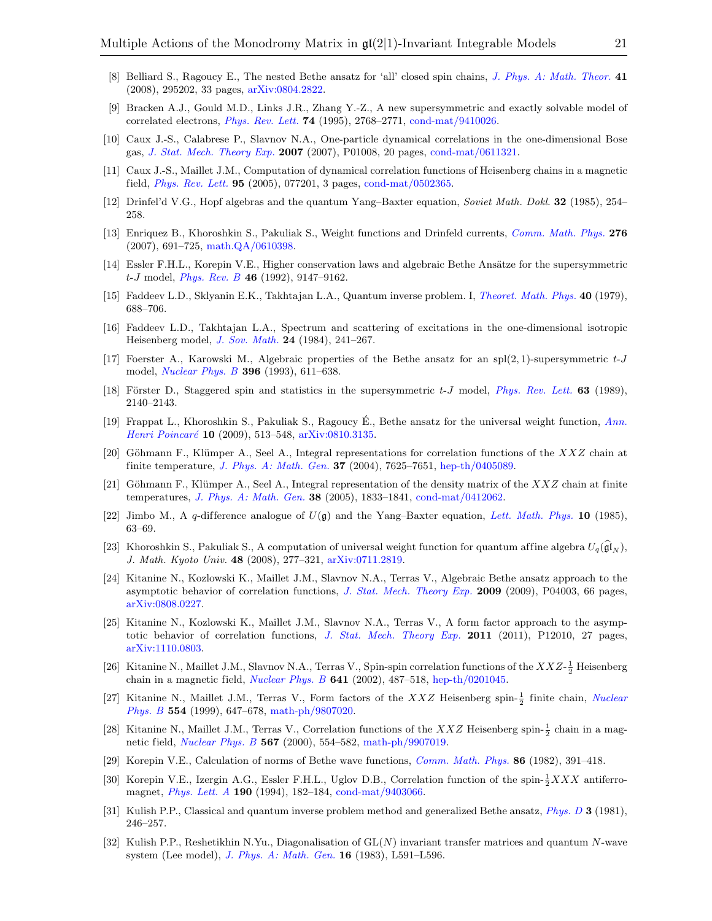[8] Belliard S., Ragoucy E., The nested Bethe ansatz for 'all' closed spin chains, *J. Phys. A: Math. Theor.* **41** (2008), 295202, 33 pages, arXiv:0804.2822.

[9] Bracken A.J., Gould M.D., Links J.R., Zhang Y.-Z., A new supersymmetric and exactly solvable model of correlated electrons, *Phys. Rev. Lett.* **74** (1995), 2768–2771, cond-mat/9410026.

[10] Caux J.-S., Calabrese P., Slavnov N.A., One-particle dynamical correlations in the one-dimensional Bose gas, *J. Stat. Mech. Theory Exp.* **2007** (2007), P01008, 20 pages, cond-mat/0611321.

[11] Caux J.-S., Maillet J.M., Computation of dynamical correlation functions of Heisenberg chains in a magnetic field, *Phys. Rev. Lett.* **95** (2005), 077201, 3 pages, cond-mat/0502365.

[12] Drinfel'd V.G., Hopf algebras and the quantum Yang–Baxter equation, *Soviet Math. Dokl.* **32** (1985), 254–258.

[13] Enriquez B., Khoroshkin S., Pakuliak S., Weight functions and Drinfeld currents, *Comm. Math. Phys.* **276** (2007), 691–725, math.QA/0610398.

[14] Essler F.H.L., Korepin V.E., Higher conservation laws and algebraic Bethe Ansätze for the supersymmetric $t$-$J$ model, *Phys. Rev. B* **46** (1992), 9147–9162.

[15] Faddeev L.D., Sklyanin E.K., Takhtajan L.A., Quantum inverse problem. I, *Theoret. Math. Phys.* **40** (1979), 688–706.

[16] Faddeev L.D., Takhtajan L.A., Spectrum and scattering of excitations in the one-dimensional isotropic Heisenberg model, *J. Sov. Math.* **24** (1984), 241–267.

[17] Foerster A., Karowski M., Algebraic properties of the Bethe ansatz for an spl$(2,1)$-supersymmetric $t$-$J$ model, *Nuclear Phys. B* **396** (1993), 611–638.

[18] Förster D., Staggered spin and statistics in the supersymmetric $t$-$J$ model, *Phys. Rev. Lett.* **63** (1989), 2140–2143.

[19] Frappat L., Khoroshkin S., Pakuliak S., Ragoucy É., Bethe ansatz for the universal weight function, *Ann. Henri Poincaré* **10** (2009), 513–548, arXiv:0810.3135.

[20] Göhmann F., Klümper A., Seel A., Integral representations for correlation functions of the $XXZ$ chain at finite temperature, *J. Phys. A: Math. Gen.* **37** (2004), 7625–7651, hep-th/0405089.

[21] Göhmann F., Klümper A., Seel A., Integral representation of the density matrix of the $XXZ$ chain at finite temperatures, *J. Phys. A: Math. Gen.* **38** (2005), 1833–1841, cond-mat/0412062.

[22] Jimbo M., A $q$-difference analogue of $U(\mathfrak{g})$ and the Yang–Baxter equation, *Lett. Math. Phys.* **10** (1985), 63–69.

[23] Khoroshkin S., Pakuliak S., A computation of universal weight function for quantum affine algebra $U_q(\widehat{\mathfrak{gl}}_N)$, *J. Math. Kyoto Univ.* **48** (2008), 277–321, arXiv:0711.2819.

[24] Kitanine N., Kozlowski K., Maillet J.M., Slavnov N.A., Terras V., Algebraic Bethe ansatz approach to the asymptotic behavior of correlation functions, *J. Stat. Mech. Theory Exp.* **2009** (2009), P04003, 66 pages, arXiv:0808.0227.

[25] Kitanine N., Kozlowski K., Maillet J.M., Slavnov N.A., Terras V., A form factor approach to the asymptotic behavior of correlation functions, *J. Stat. Mech. Theory Exp.* **2011** (2011), P12010, 27 pages, arXiv:1110.0803.

[26] Kitanine N., Maillet J.M., Slavnov N.A., Terras V., Spin-spin correlation functions of the $XXZ$-$\frac{1}{2}$ Heisenberg chain in a magnetic field, *Nuclear Phys. B* **641** (2002), 487–518, hep-th/0201045.

[27] Kitanine N., Maillet J.M., Terras V., Form factors of the $XXZ$ Heisenberg spin-$\frac{1}{2}$ finite chain, *Nuclear Phys. B* **554** (1999), 647–678, math-ph/9807020.

[28] Kitanine N., Maillet J.M., Terras V., Correlation functions of the $XXZ$ Heisenberg spin-$\frac{1}{2}$ chain in a magnetic field, *Nuclear Phys. B* **567** (2000), 554–582, math-ph/9907019.

[29] Korepin V.E., Calculation of norms of Bethe wave functions, *Comm. Math. Phys.* **86** (1982), 391–418.

[30] Korepin V.E., Izergin A.G., Essler F.H.L., Uglov D.B., Correlation function of the spin-$\frac{1}{2}XXX$ antiferromagnet, *Phys. Lett. A* **190** (1994), 182–184, cond-mat/9403066.

[31] Kulish P.P., Classical and quantum inverse problem method and generalized Bethe ansatz, *Phys. D* **3** (1981), 246–257.

[32] Kulish P.P., Reshetikhin N.Yu., Diagonalisation of $\mathrm{GL}(N)$ invariant transfer matrices and quantum $N$-wave system (Lee model), *J. Phys. A: Math. Gen.* **16** (1983), L591–L596.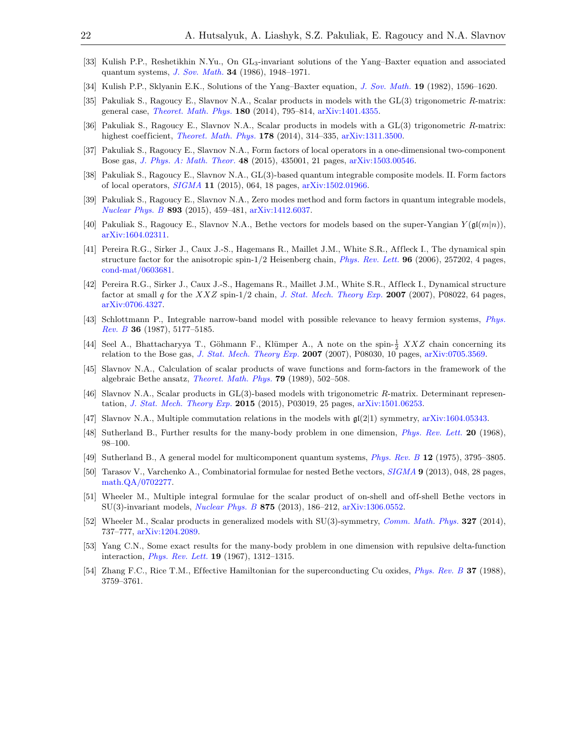[33] Kulish P.P., Reshetikhin N.Yu., On $GL_3$-invariant solutions of the Yang–Baxter equation and associated quantum systems, *J. Sov. Math.* **34** (1986), 1948–1971.

[34] Kulish P.P., Sklyanin E.K., Solutions of the Yang–Baxter equation, *J. Sov. Math.* **19** (1982), 1596–1620.

[35] Pakuliak S., Ragoucy E., Slavnov N.A., Scalar products in models with the GL(3) trigonometric $R$-matrix: general case, *Theoret. Math. Phys.* **180** (2014), 795–814, arXiv:1401.4355.

[36] Pakuliak S., Ragoucy E., Slavnov N.A., Scalar products in models with a GL(3) trigonometric $R$-matrix: highest coefficient, *Theoret. Math. Phys.* **178** (2014), 314–335, arXiv:1311.3500.

[37] Pakuliak S., Ragoucy E., Slavnov N.A., Form factors of local operators in a one-dimensional two-component Bose gas, *J. Phys. A: Math. Theor.* **48** (2015), 435001, 21 pages, arXiv:1503.00546.

[38] Pakuliak S., Ragoucy E., Slavnov N.A., GL(3)-based quantum integrable composite models. II. Form factors of local operators, *SIGMA* **11** (2015), 064, 18 pages, arXiv:1502.01966.

[39] Pakuliak S., Ragoucy E., Slavnov N.A., Zero modes method and form factors in quantum integrable models, *Nuclear Phys. B* **893** (2015), 459–481, arXiv:1412.6037.

[40] Pakuliak S., Ragoucy E., Slavnov N.A., Bethe vectors for models based on the super-Yangian $Y(\mathfrak{gl}(m|n))$, arXiv:1604.02311.

[41] Pereira R.G., Sirker J., Caux J.-S., Hagemans R., Maillet J.M., White S.R., Affleck I., The dynamical spin structure factor for the anisotropic spin-1/2 Heisenberg chain, *Phys. Rev. Lett.* **96** (2006), 257202, 4 pages, cond-mat/0603681.

[42] Pereira R.G., Sirker J., Caux J.-S., Hagemans R., Maillet J.M., White S.R., Affleck I., Dynamical structure factor at small $q$ for the $XXZ$ spin-1/2 chain, *J. Stat. Mech. Theory Exp.* **2007** (2007), P08022, 64 pages, arXiv:0706.4327.

[43] Schlottmann P., Integrable narrow-band model with possible relevance to heavy fermion systems, *Phys. Rev. B* **36** (1987), 5177–5185.

[44] Seel A., Bhattacharyya T., Göhmann F., Klümper A., A note on the spin-$\frac{1}{2}$ $XXZ$ chain concerning its relation to the Bose gas, *J. Stat. Mech. Theory Exp.* **2007** (2007), P08030, 10 pages, arXiv:0705.3569.

[45] Slavnov N.A., Calculation of scalar products of wave functions and form-factors in the framework of the algebraic Bethe ansatz, *Theoret. Math. Phys.* **79** (1989), 502–508.

[46] Slavnov N.A., Scalar products in GL(3)-based models with trigonometric $R$-matrix. Determinant representation, *J. Stat. Mech. Theory Exp.* **2015** (2015), P03019, 25 pages, arXiv:1501.06253.

[47] Slavnov N.A., Multiple commutation relations in the models with $\mathfrak{gl}(2|1)$ symmetry, arXiv:1604.05343.

[48] Sutherland B., Further results for the many-body problem in one dimension, *Phys. Rev. Lett.* **20** (1968), 98–100.

[49] Sutherland B., A general model for multicomponent quantum systems, *Phys. Rev. B* **12** (1975), 3795–3805.

[50] Tarasov V., Varchenko A., Combinatorial formulae for nested Bethe vectors, *SIGMA* **9** (2013), 048, 28 pages, math.QA/0702277.

[51] Wheeler M., Multiple integral formulae for the scalar product of on-shell and off-shell Bethe vectors in SU(3)-invariant models, *Nuclear Phys. B* **875** (2013), 186–212, arXiv:1306.0552.

[52] Wheeler M., Scalar products in generalized models with SU(3)-symmetry, *Comm. Math. Phys.* **327** (2014), 737–777, arXiv:1204.2089.

[53] Yang C.N., Some exact results for the many-body problem in one dimension with repulsive delta-function interaction, *Phys. Rev. Lett.* **19** (1967), 1312–1315.

[54] Zhang F.C., Rice T.M., Effective Hamiltonian for the superconducting Cu oxides, *Phys. Rev. B* **37** (1988), 3759–3761.